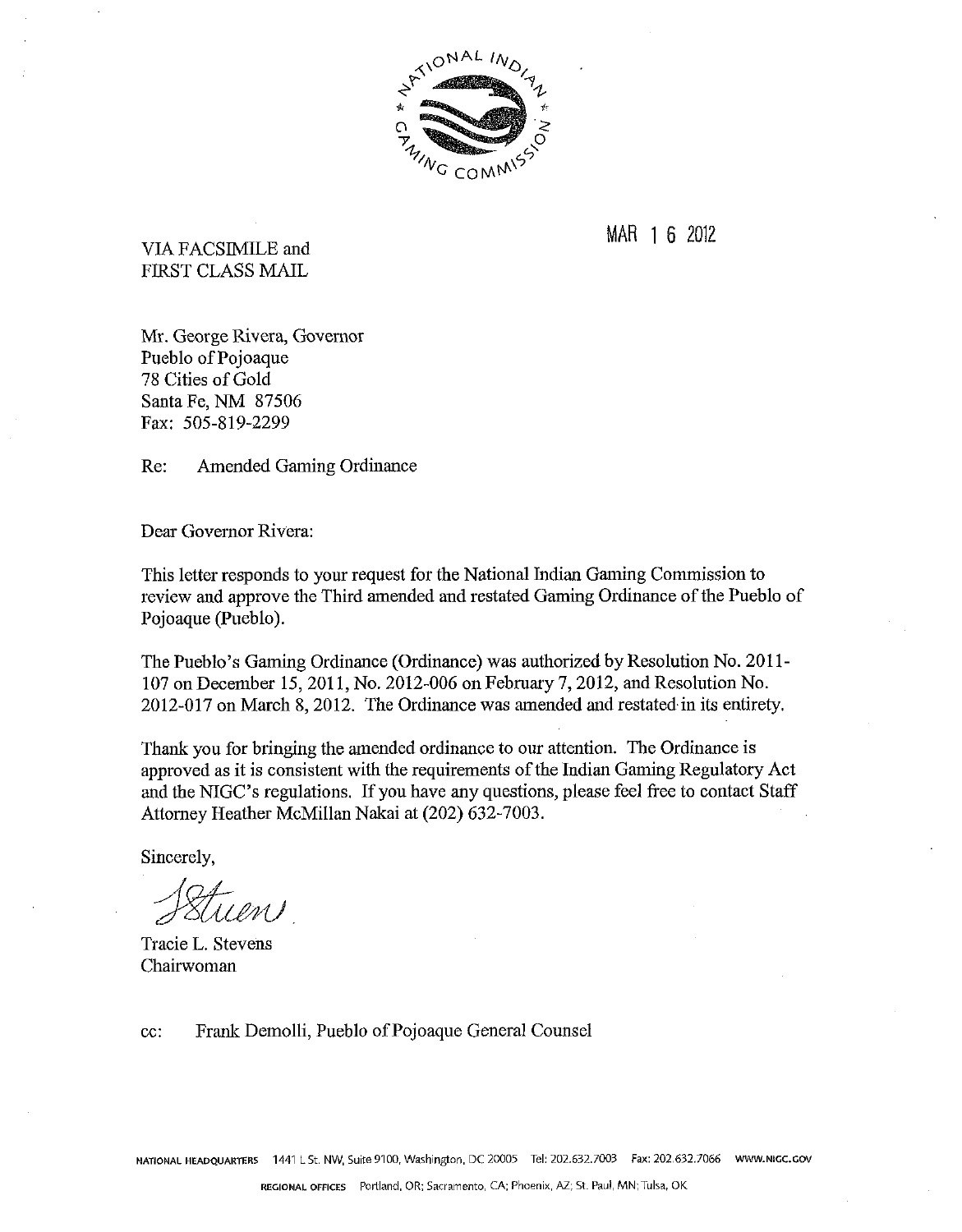MAR 16 2012

VIA FACSIMILE and
FIRST CLASS MAIL

Mr. George Rivera, Governor
Pueblo of Pojoaque
78 Cities of Gold
Santa Fe, NM 87506
Fax: 505-819-2299

Re: Amended Gaming Ordinance

Dear Governor Rivera:

This letter responds to your request for the National Indian Gaming Commission to review and approve the Third amended and restated Gaming Ordinance of the Pueblo of Pojoaque (Pueblo).

The Pueblo's Gaming Ordinance (Ordinance) was authorized by Resolution No. 2011-107 on December 15, 2011, No. 2012-006 on February 7, 2012, and Resolution No. 2012-017 on March 8, 2012. The Ordinance was amended and restated in its entirety.

Thank you for bringing the amended ordinance to our attention. The Ordinance is approved as it is consistent with the requirements of the Indian Gaming Regulatory Act and the NIGC's regulations. If you have any questions, please feel free to contact Staff Attorney Heather McMillan Nakai at (202) 632-7003.

Sincerely,

Tracie L. Stevens
Chairwoman

cc: Frank Demolli, Pueblo of Pojoaque General Counsel

NATIONAL HEADQUARTERS 1441 L St. NW, Suite 9100, Washington, DC 20005 Tel: 202.632.7003 Fax: 202.632.7066 WWW.NIGC.GOV

REGIONAL OFFICES Portland, OR; Sacramento, CA; Phoenix, AZ; St. Paul, MN; Tulsa, OK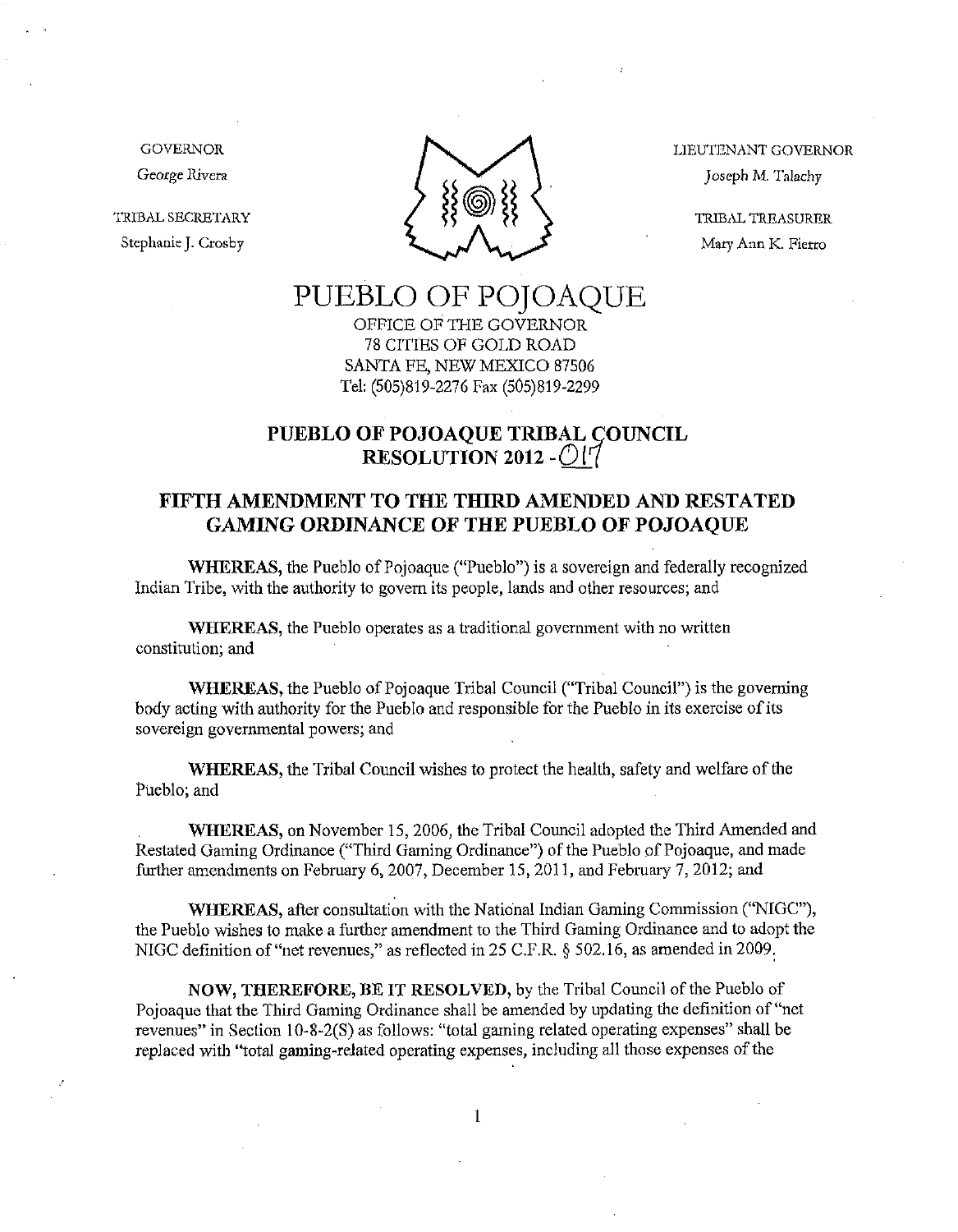GOVERNOR
George Rivera

TRIBAL SECRETARY
Stephanie J. Crosby

LIEUTENANT GOVERNOR
Joseph M. Talachy

TRIBAL TREASURER
Mary Ann K. Fierro

# PUEBLO OF POJOAQUE

OFFICE OF THE GOVERNOR
78 CITIES OF GOLD ROAD
SANTA FE, NEW MEXICO 87506
Tel: (505)819-2276 Fax (505)819-2299

## PUEBLO OF POJOAQUE TRIBAL COUNCIL RESOLUTION 2012 - 017

## FIFTH AMENDMENT TO THE THIRD AMENDED AND RESTATED GAMING ORDINANCE OF THE PUEBLO OF POJOAQUE

**WHEREAS,** the Pueblo of Pojoaque ("Pueblo") is a sovereign and federally recognized Indian Tribe, with the authority to govern its people, lands and other resources; and

**WHEREAS,** the Pueblo operates as a traditional government with no written constitution; and

**WHEREAS,** the Pueblo of Pojoaque Tribal Council ("Tribal Council") is the governing body acting with authority for the Pueblo and responsible for the Pueblo in its exercise of its sovereign governmental powers; and

**WHEREAS,** the Tribal Council wishes to protect the health, safety and welfare of the Pueblo; and

**WHEREAS,** on November 15, 2006, the Tribal Council adopted the Third Amended and Restated Gaming Ordinance ("Third Gaming Ordinance") of the Pueblo of Pojoaque, and made further amendments on February 6, 2007, December 15, 2011, and February 7, 2012; and

**WHEREAS,** after consultation with the National Indian Gaming Commission ("NIGC"), the Pueblo wishes to make a further amendment to the Third Gaming Ordinance and to adopt the NIGC definition of "net revenues," as reflected in 25 C.F.R. § 502.16, as amended in 2009.

**NOW, THEREFORE, BE IT RESOLVED,** by the Tribal Council of the Pueblo of Pojoaque that the Third Gaming Ordinance shall be amended by updating the definition of "net revenues" in Section 10-8-2(S) as follows: "total gaming related operating expenses" shall be replaced with "total gaming-related operating expenses, including all those expenses of the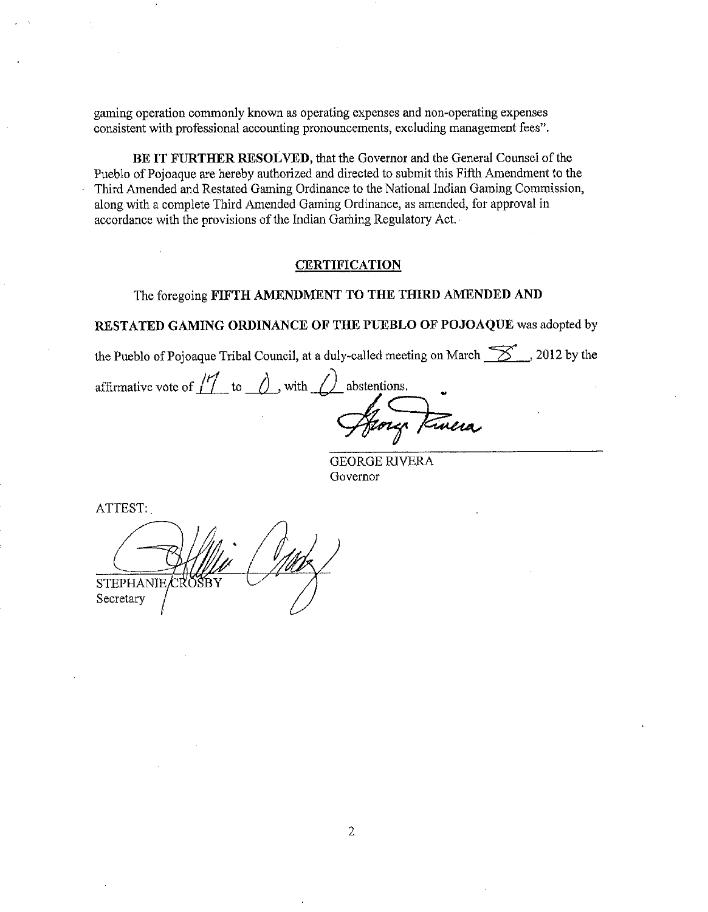gaming operation commonly known as operating expenses and non-operating expenses consistent with professional accounting pronouncements, excluding management fees".

**BE IT FURTHER RESOLVED**, that the Governor and the General Counsel of the Pueblo of Pojoaque are hereby authorized and directed to submit this Fifth Amendment to the Third Amended and Restated Gaming Ordinance to the National Indian Gaming Commission, along with a complete Third Amended Gaming Ordinance, as amended, for approval in accordance with the provisions of the Indian Gaming Regulatory Act.

## CERTIFICATION

The foregoing **FIFTH AMENDMENT TO THE THIRD AMENDED AND RESTATED GAMING ORDINANCE OF THE PUEBLO OF POJOAQUE** was adopted by the Pueblo of Pojoaque Tribal Council, at a duly-called meeting on March 8, 2012 by the affirmative vote of 17 to 0, with 0 abstentions.

GEORGE RIVERA
Governor

ATTEST:

STEPHANIE CROSBY
Secretary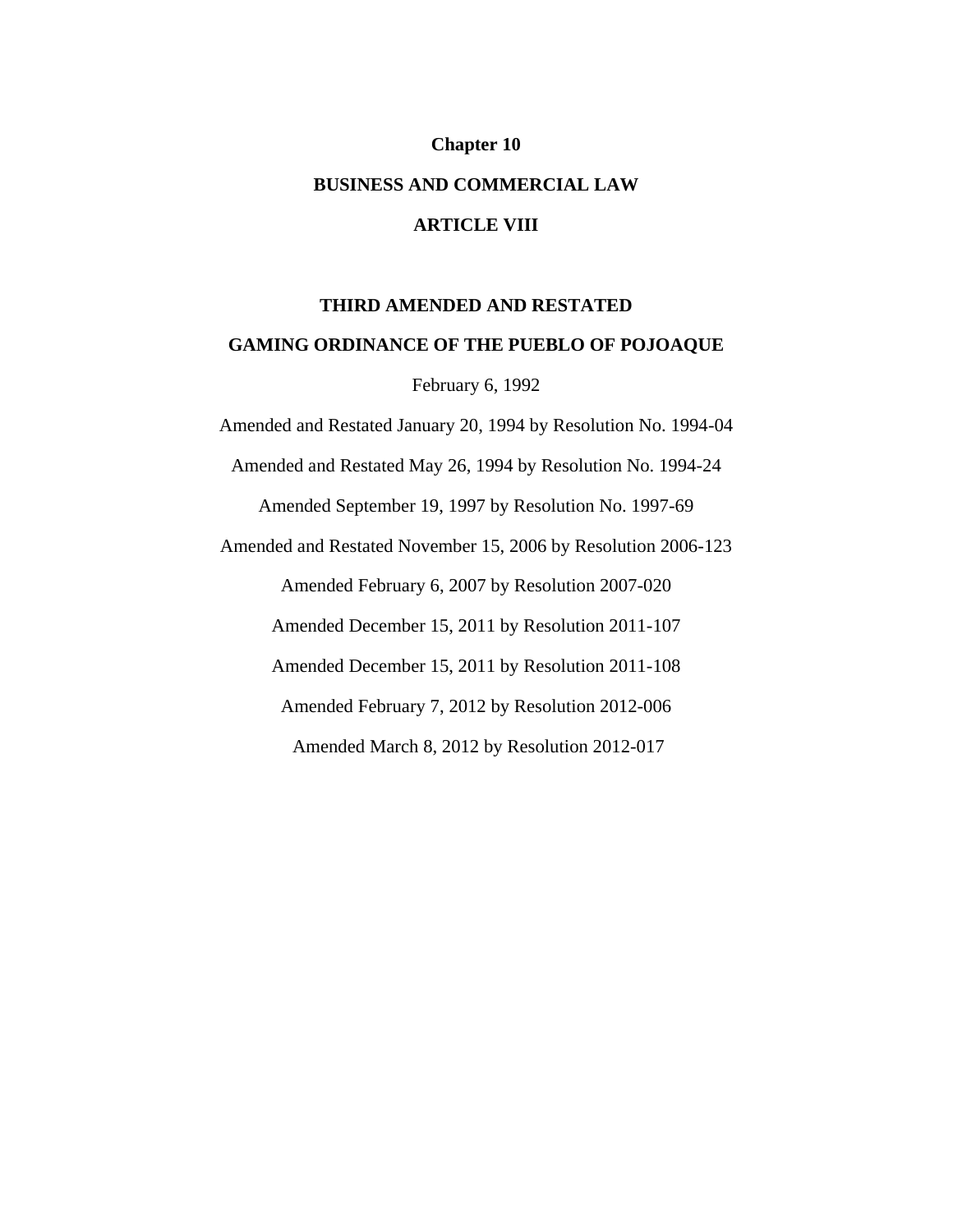# Chapter 10

# BUSINESS AND COMMERCIAL LAW

# ARTICLE VIII

## THIRD AMENDED AND RESTATED

## GAMING ORDINANCE OF THE PUEBLO OF POJOAQUE

February 6, 1992

Amended and Restated January 20, 1994 by Resolution No. 1994-04

Amended and Restated May 26, 1994 by Resolution No. 1994-24

Amended September 19, 1997 by Resolution No. 1997-69

Amended and Restated November 15, 2006 by Resolution 2006-123

Amended February 6, 2007 by Resolution 2007-020

Amended December 15, 2011 by Resolution 2011-107

Amended December 15, 2011 by Resolution 2011-108

Amended February 7, 2012 by Resolution 2012-006

Amended March 8, 2012 by Resolution 2012-017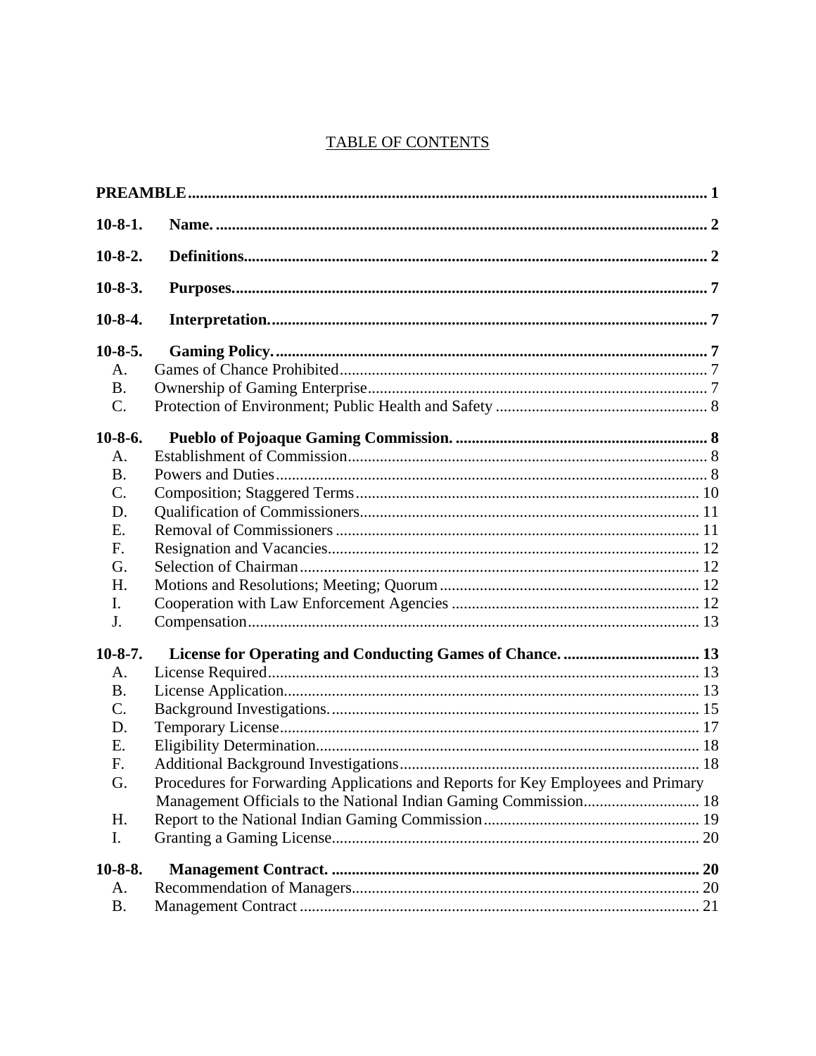# TABLE OF CONTENTS

| | | |
|---|---|---|
| **PREAMBLE** | | **1** |
| **10-8-1.** | **Name.** | **2** |
| **10-8-2.** | **Definitions.** | **2** |
| **10-8-3.** | **Purposes.** | **7** |
| **10-8-4.** | **Interpretation.** | **7** |
| **10-8-5.** | **Gaming Policy.** | **7** |
| A. | Games of Chance Prohibited | 7 |
| B. | Ownership of Gaming Enterprise | 7 |
| C. | Protection of Environment; Public Health and Safety | 8 |
| **10-8-6.** | **Pueblo of Pojoaque Gaming Commission.** | **8** |
| A. | Establishment of Commission | 8 |
| B. | Powers and Duties | 8 |
| C. | Composition; Staggered Terms | 10 |
| D. | Qualification of Commissioners | 11 |
| E. | Removal of Commissioners | 11 |
| F. | Resignation and Vacancies | 12 |
| G. | Selection of Chairman | 12 |
| H. | Motions and Resolutions; Meeting; Quorum | 12 |
| I. | Cooperation with Law Enforcement Agencies | 12 |
| J. | Compensation | 13 |
| **10-8-7.** | **License for Operating and Conducting Games of Chance.** | **13** |
| A. | License Required | 13 |
| B. | License Application | 13 |
| C. | Background Investigations. | 15 |
| D. | Temporary License | 17 |
| E. | Eligibility Determination | 18 |
| F. | Additional Background Investigations | 18 |
| G. | Procedures for Forwarding Applications and Reports for Key Employees and Primary Management Officials to the National Indian Gaming Commission | 18 |
| H. | Report to the National Indian Gaming Commission | 19 |
| I. | Granting a Gaming License | 20 |
| **10-8-8.** | **Management Contract.** | **20** |
| A. | Recommendation of Managers | 20 |
| B. | Management Contract | 21 |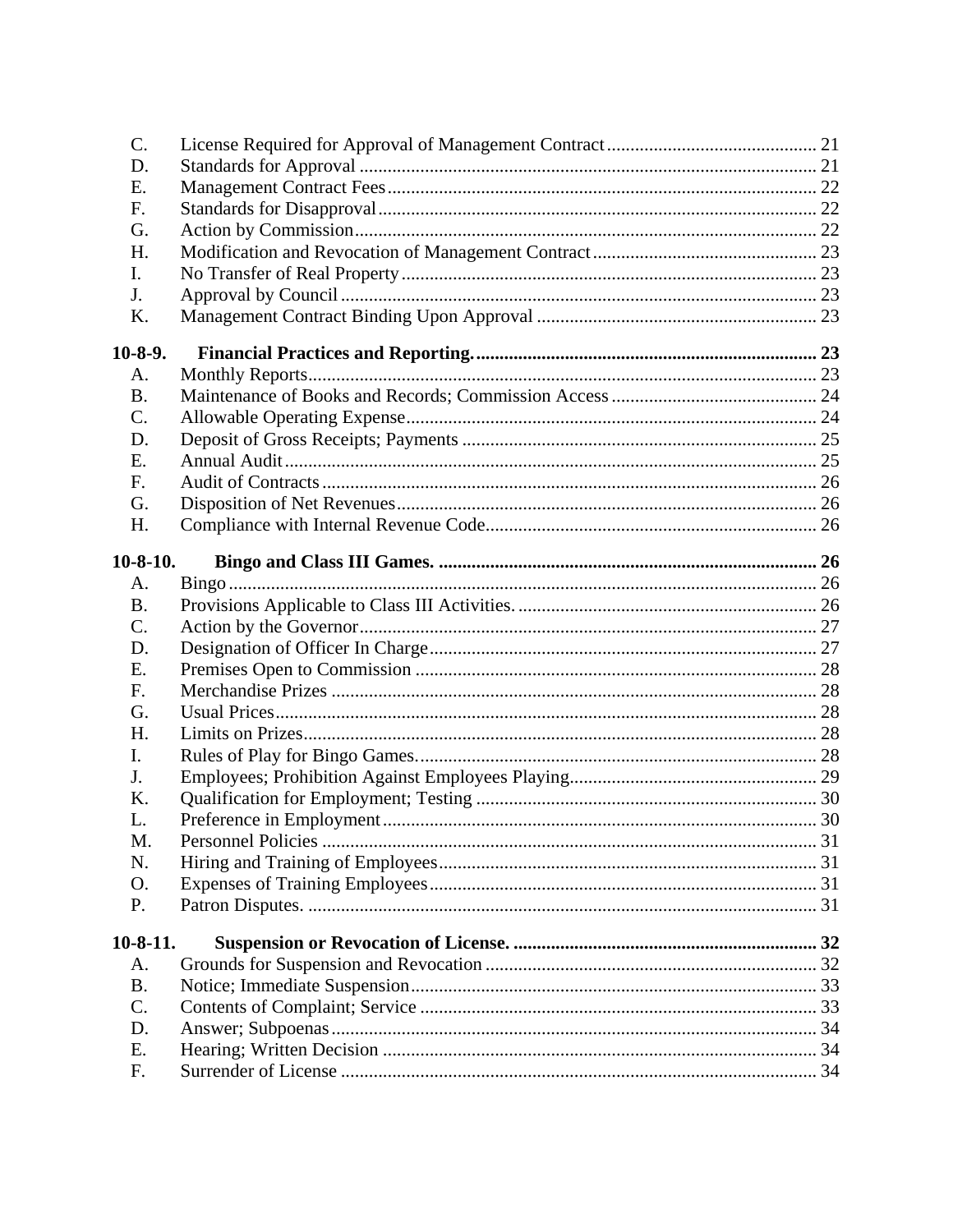| | | |
|---|---|---|
| C. | License Required for Approval of Management Contract | 21 |
| D. | Standards for Approval | 21 |
| E. | Management Contract Fees | 22 |
| F. | Standards for Disapproval | 22 |
| G. | Action by Commission | 22 |
| H. | Modification and Revocation of Management Contract | 23 |
| I. | No Transfer of Real Property | 23 |
| J. | Approval by Council | 23 |
| K. | Management Contract Binding Upon Approval | 23 |
| **10-8-9.** | **Financial Practices and Reporting.** | **23** |
| A. | Monthly Reports | 23 |
| B. | Maintenance of Books and Records; Commission Access | 24 |
| C. | Allowable Operating Expense | 24 |
| D. | Deposit of Gross Receipts; Payments | 25 |
| E. | Annual Audit | 25 |
| F. | Audit of Contracts | 26 |
| G. | Disposition of Net Revenues | 26 |
| H. | Compliance with Internal Revenue Code | 26 |
| **10-8-10.** | **Bingo and Class III Games.** | **26** |
| A. | Bingo | 26 |
| B. | Provisions Applicable to Class III Activities. | 26 |
| C. | Action by the Governor | 27 |
| D. | Designation of Officer In Charge | 27 |
| E. | Premises Open to Commission | 28 |
| F. | Merchandise Prizes | 28 |
| G. | Usual Prices | 28 |
| H. | Limits on Prizes | 28 |
| I. | Rules of Play for Bingo Games. | 28 |
| J. | Employees; Prohibition Against Employees Playing | 29 |
| K. | Qualification for Employment; Testing | 30 |
| L. | Preference in Employment | 30 |
| M. | Personnel Policies | 31 |
| N. | Hiring and Training of Employees | 31 |
| O. | Expenses of Training Employees | 31 |
| P. | Patron Disputes. | 31 |
| **10-8-11.** | **Suspension or Revocation of License.** | **32** |
| A. | Grounds for Suspension and Revocation | 32 |
| B. | Notice; Immediate Suspension | 33 |
| C. | Contents of Complaint; Service | 33 |
| D. | Answer; Subpoenas | 34 |
| E. | Hearing; Written Decision | 34 |
| F. | Surrender of License | 34 |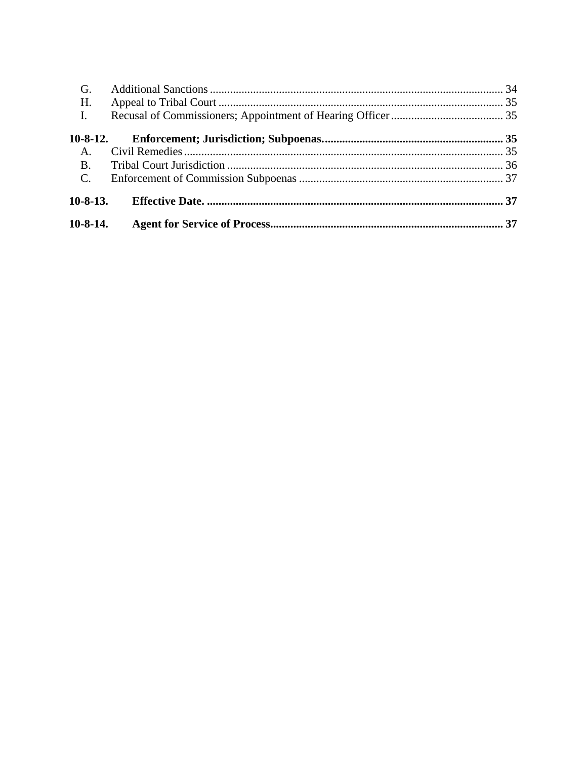G. Additional Sanctions ..... 34
H. Appeal to Tribal Court ..... 35
I. Recusal of Commissioners; Appointment of Hearing Officer ..... 35

**10-8-12. Enforcement; Jurisdiction; Subpoenas. ..... 35**

A. Civil Remedies ..... 35
B. Tribal Court Jurisdiction ..... 36
C. Enforcement of Commission Subpoenas ..... 37

**10-8-13. Effective Date. ..... 37**

**10-8-14. Agent for Service of Process ..... 37**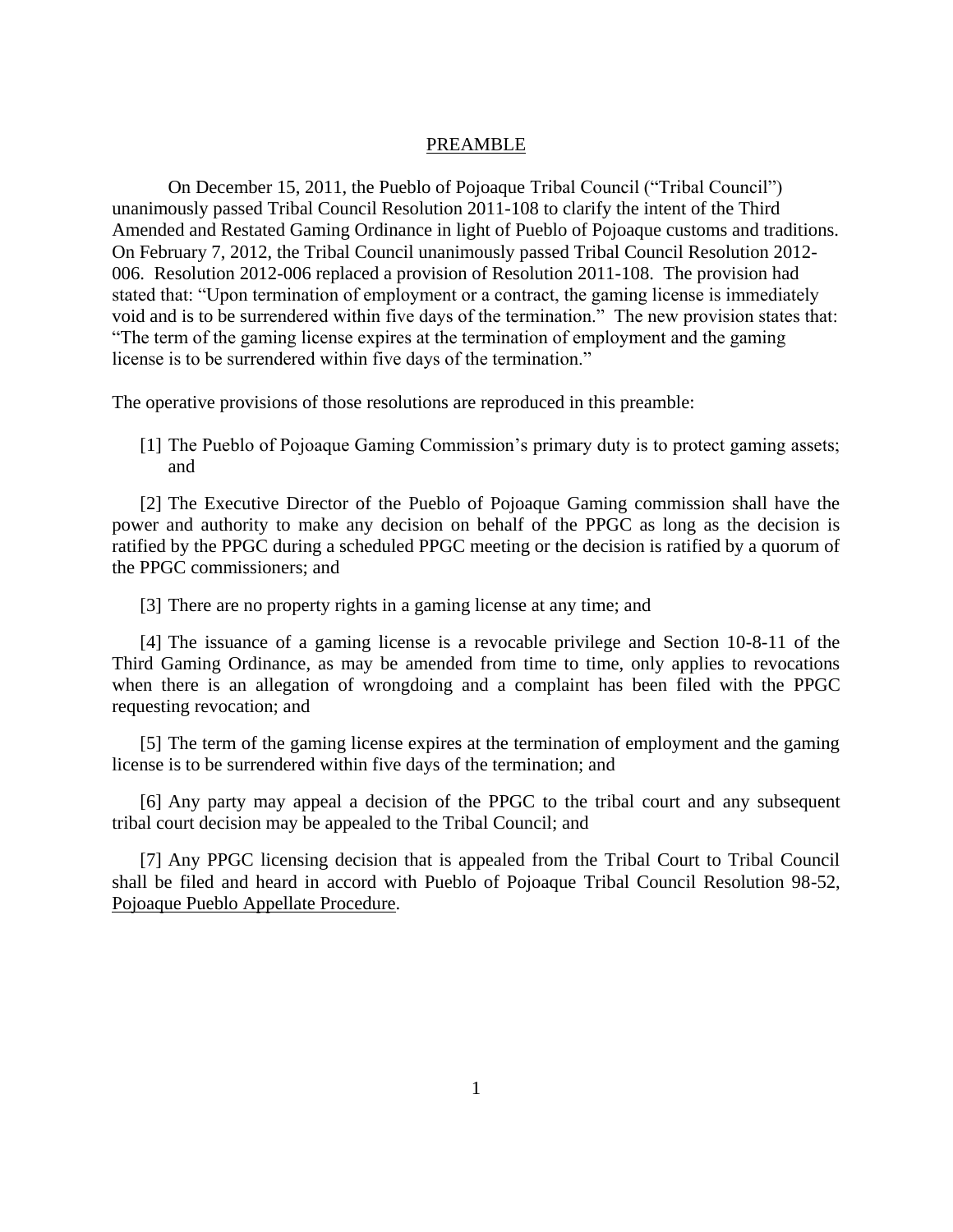## PREAMBLE

On December 15, 2011, the Pueblo of Pojoaque Tribal Council ("Tribal Council") unanimously passed Tribal Council Resolution 2011-108 to clarify the intent of the Third Amended and Restated Gaming Ordinance in light of Pueblo of Pojoaque customs and traditions. On February 7, 2012, the Tribal Council unanimously passed Tribal Council Resolution 2012-006. Resolution 2012-006 replaced a provision of Resolution 2011-108. The provision had stated that: "Upon termination of employment or a contract, the gaming license is immediately void and is to be surrendered within five days of the termination." The new provision states that: "The term of the gaming license expires at the termination of employment and the gaming license is to be surrendered within five days of the termination."

The operative provisions of those resolutions are reproduced in this preamble:

[1] The Pueblo of Pojoaque Gaming Commission's primary duty is to protect gaming assets; and

[2] The Executive Director of the Pueblo of Pojoaque Gaming commission shall have the power and authority to make any decision on behalf of the PPGC as long as the decision is ratified by the PPGC during a scheduled PPGC meeting or the decision is ratified by a quorum of the PPGC commissioners; and

[3] There are no property rights in a gaming license at any time; and

[4] The issuance of a gaming license is a revocable privilege and Section 10-8-11 of the Third Gaming Ordinance, as may be amended from time to time, only applies to revocations when there is an allegation of wrongdoing and a complaint has been filed with the PPGC requesting revocation; and

[5] The term of the gaming license expires at the termination of employment and the gaming license is to be surrendered within five days of the termination; and

[6] Any party may appeal a decision of the PPGC to the tribal court and any subsequent tribal court decision may be appealed to the Tribal Council; and

[7] Any PPGC licensing decision that is appealed from the Tribal Court to Tribal Council shall be filed and heard in accord with Pueblo of Pojoaque Tribal Council Resolution 98-52, Pojoaque Pueblo Appellate Procedure.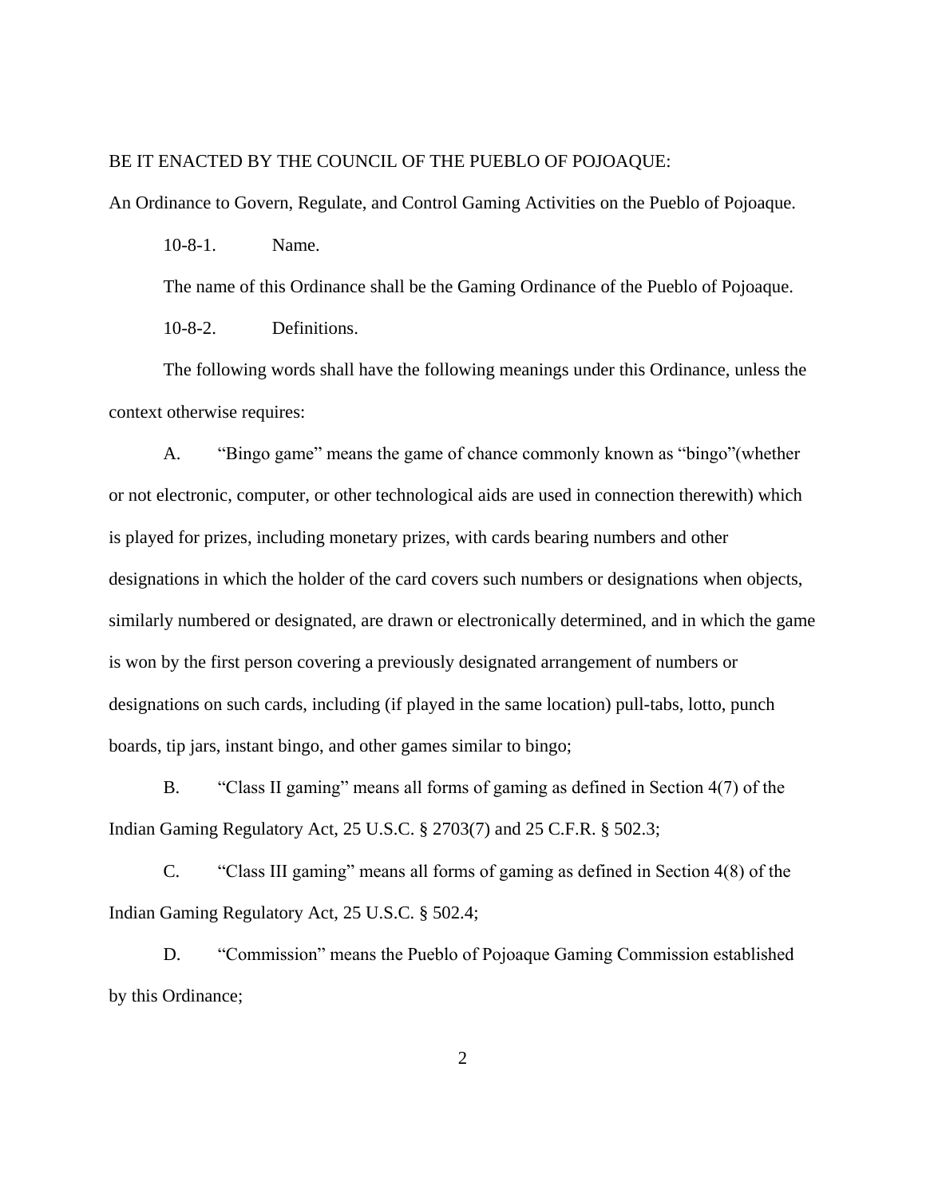BE IT ENACTED BY THE COUNCIL OF THE PUEBLO OF POJOAQUE:

An Ordinance to Govern, Regulate, and Control Gaming Activities on the Pueblo of Pojoaque.

10-8-1. Name.

The name of this Ordinance shall be the Gaming Ordinance of the Pueblo of Pojoaque.

10-8-2. Definitions.

The following words shall have the following meanings under this Ordinance, unless the context otherwise requires:

A. "Bingo game" means the game of chance commonly known as "bingo"(whether or not electronic, computer, or other technological aids are used in connection therewith) which is played for prizes, including monetary prizes, with cards bearing numbers and other designations in which the holder of the card covers such numbers or designations when objects, similarly numbered or designated, are drawn or electronically determined, and in which the game is won by the first person covering a previously designated arrangement of numbers or designations on such cards, including (if played in the same location) pull-tabs, lotto, punch boards, tip jars, instant bingo, and other games similar to bingo;

B. "Class II gaming" means all forms of gaming as defined in Section 4(7) of the Indian Gaming Regulatory Act, 25 U.S.C. § 2703(7) and 25 C.F.R. § 502.3;

C. "Class III gaming" means all forms of gaming as defined in Section 4(8) of the Indian Gaming Regulatory Act, 25 U.S.C. § 502.4;

D. "Commission" means the Pueblo of Pojoaque Gaming Commission established by this Ordinance;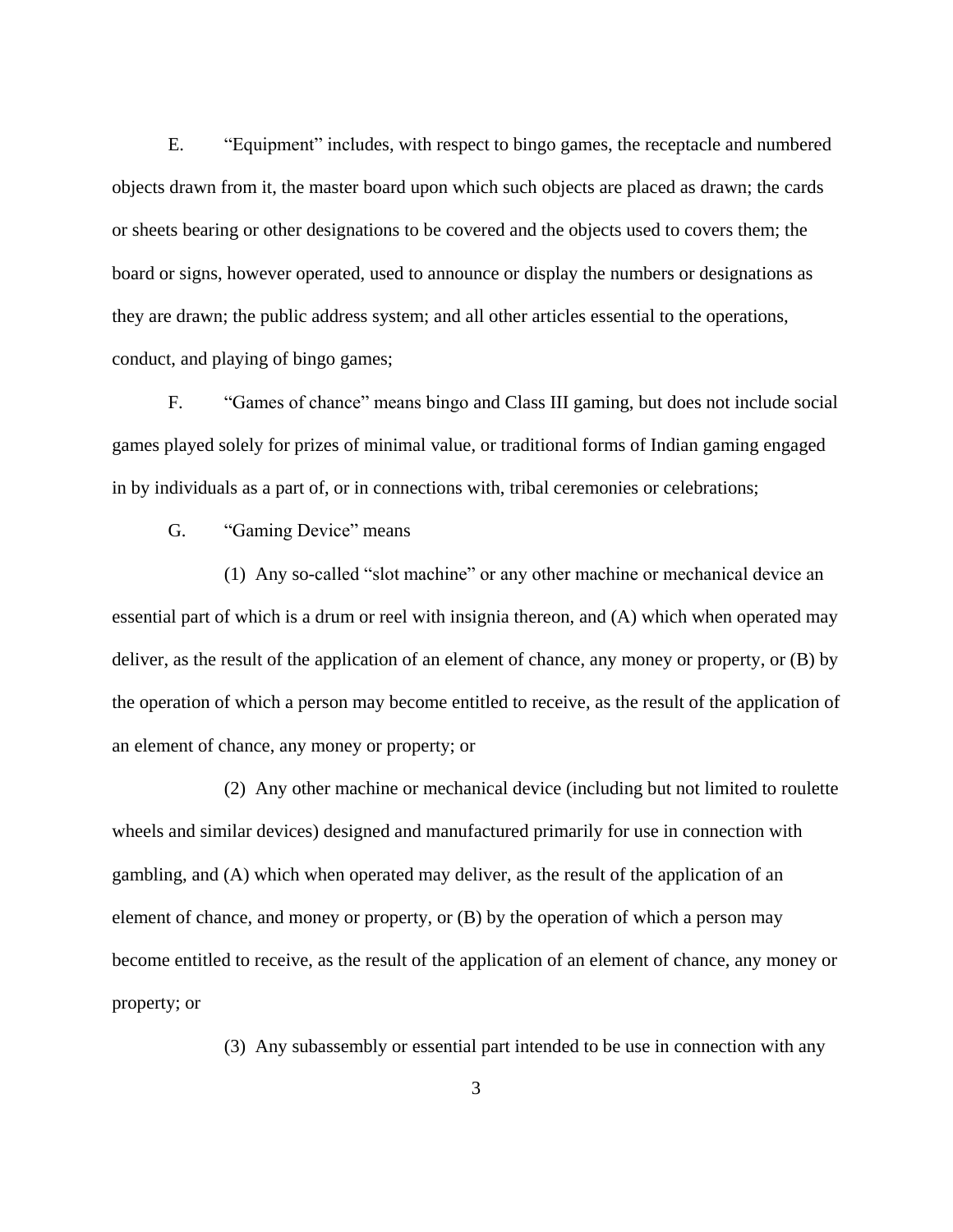E. “Equipment” includes, with respect to bingo games, the receptacle and numbered objects drawn from it, the master board upon which such objects are placed as drawn; the cards or sheets bearing or other designations to be covered and the objects used to covers them; the board or signs, however operated, used to announce or display the numbers or designations as they are drawn; the public address system; and all other articles essential to the operations, conduct, and playing of bingo games;

F. “Games of chance” means bingo and Class III gaming, but does not include social games played solely for prizes of minimal value, or traditional forms of Indian gaming engaged in by individuals as a part of, or in connections with, tribal ceremonies or celebrations;

G. “Gaming Device” means

(1) Any so-called “slot machine” or any other machine or mechanical device an essential part of which is a drum or reel with insignia thereon, and (A) which when operated may deliver, as the result of the application of an element of chance, any money or property, or (B) by the operation of which a person may become entitled to receive, as the result of the application of an element of chance, any money or property; or

(2) Any other machine or mechanical device (including but not limited to roulette wheels and similar devices) designed and manufactured primarily for use in connection with gambling, and (A) which when operated may deliver, as the result of the application of an element of chance, and money or property, or (B) by the operation of which a person may become entitled to receive, as the result of the application of an element of chance, any money or property; or

(3) Any subassembly or essential part intended to be use in connection with any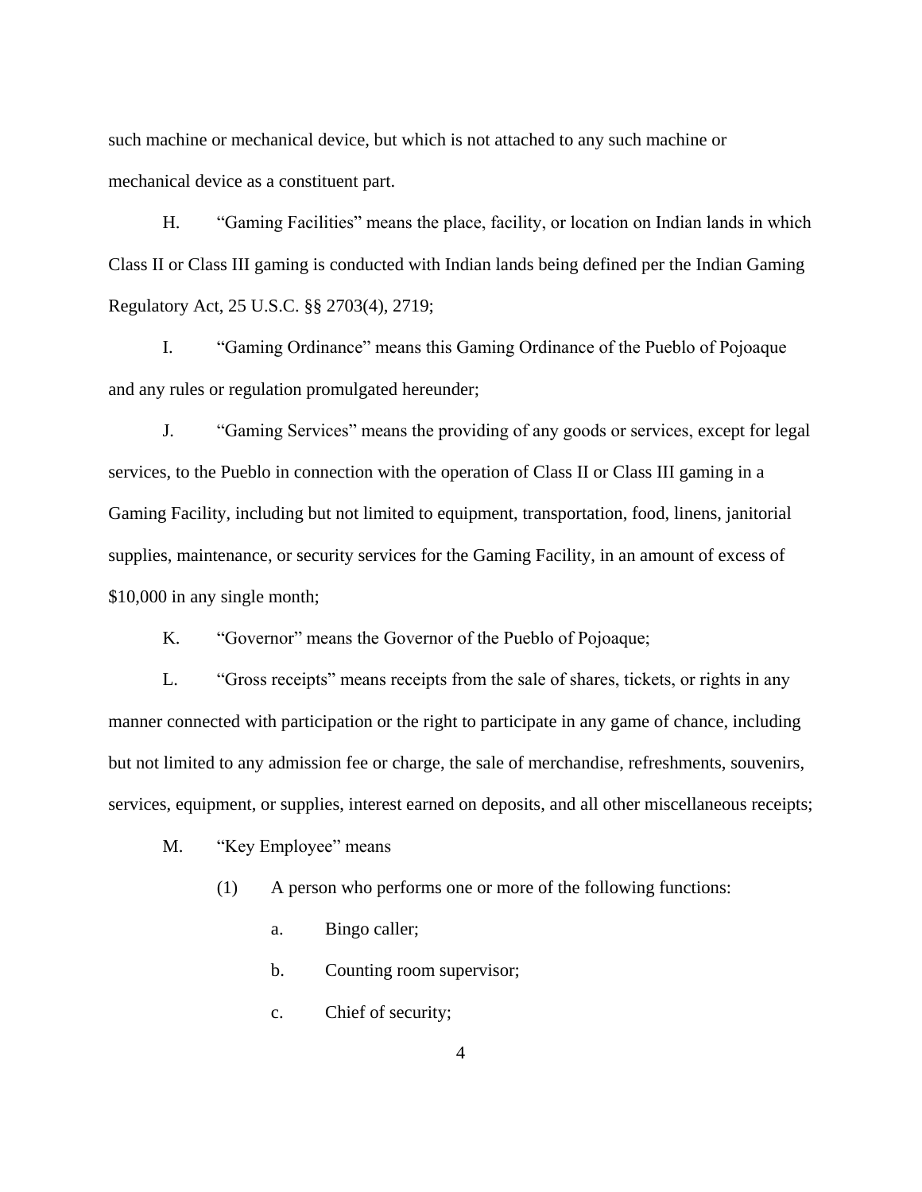such machine or mechanical device, but which is not attached to any such machine or mechanical device as a constituent part.

H. "Gaming Facilities" means the place, facility, or location on Indian lands in which Class II or Class III gaming is conducted with Indian lands being defined per the Indian Gaming Regulatory Act, 25 U.S.C. §§ 2703(4), 2719;

I. "Gaming Ordinance" means this Gaming Ordinance of the Pueblo of Pojoaque and any rules or regulation promulgated hereunder;

J. "Gaming Services" means the providing of any goods or services, except for legal services, to the Pueblo in connection with the operation of Class II or Class III gaming in a Gaming Facility, including but not limited to equipment, transportation, food, linens, janitorial supplies, maintenance, or security services for the Gaming Facility, in an amount of excess of $10,000 in any single month;

K. "Governor" means the Governor of the Pueblo of Pojoaque;

L. "Gross receipts" means receipts from the sale of shares, tickets, or rights in any manner connected with participation or the right to participate in any game of chance, including but not limited to any admission fee or charge, the sale of merchandise, refreshments, souvenirs, services, equipment, or supplies, interest earned on deposits, and all other miscellaneous receipts;

M. "Key Employee" means

(1) A person who performs one or more of the following functions:

a. Bingo caller;

b. Counting room supervisor;

c. Chief of security;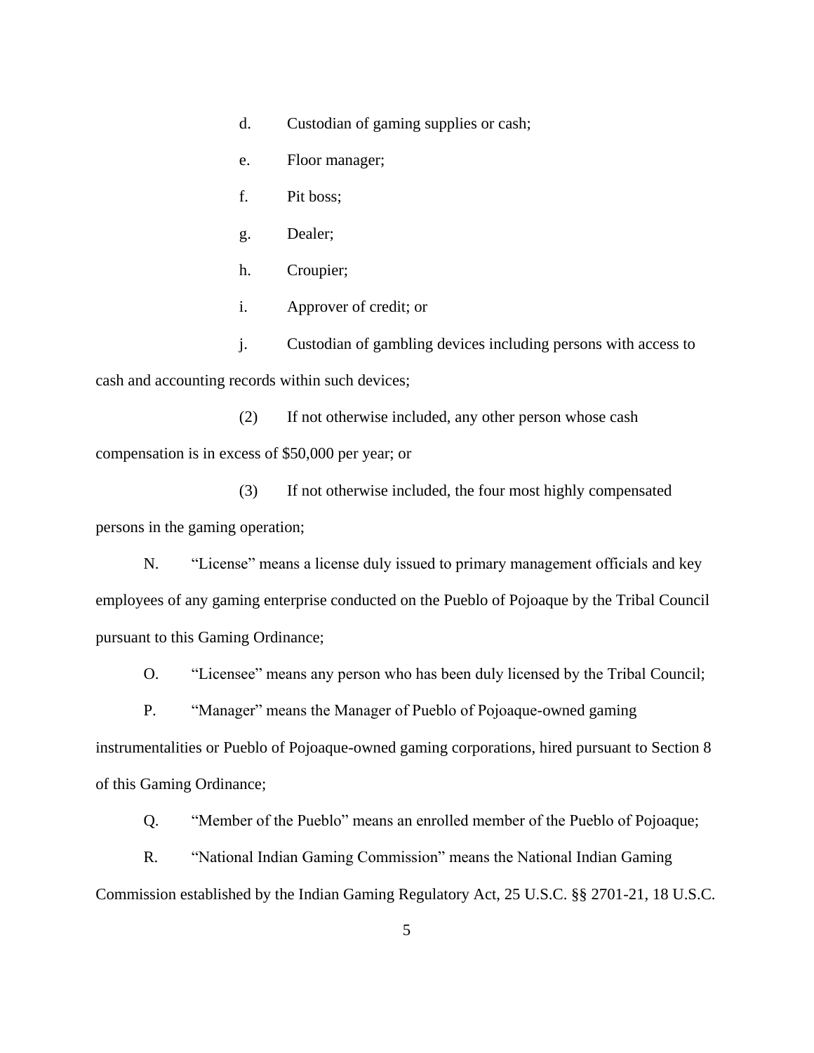d. Custodian of gaming supplies or cash;

e. Floor manager;

f. Pit boss;

g. Dealer;

h. Croupier;

i. Approver of credit; or

j. Custodian of gambling devices including persons with access to cash and accounting records within such devices;

(2) If not otherwise included, any other person whose cash compensation is in excess of $50,000 per year; or

(3) If not otherwise included, the four most highly compensated persons in the gaming operation;

N. "License" means a license duly issued to primary management officials and key employees of any gaming enterprise conducted on the Pueblo of Pojoaque by the Tribal Council pursuant to this Gaming Ordinance;

O. "Licensee" means any person who has been duly licensed by the Tribal Council;

P. "Manager" means the Manager of Pueblo of Pojoaque-owned gaming instrumentalities or Pueblo of Pojoaque-owned gaming corporations, hired pursuant to Section 8 of this Gaming Ordinance;

Q. "Member of the Pueblo" means an enrolled member of the Pueblo of Pojoaque;

R. "National Indian Gaming Commission" means the National Indian Gaming Commission established by the Indian Gaming Regulatory Act, 25 U.S.C. §§ 2701-21, 18 U.S.C.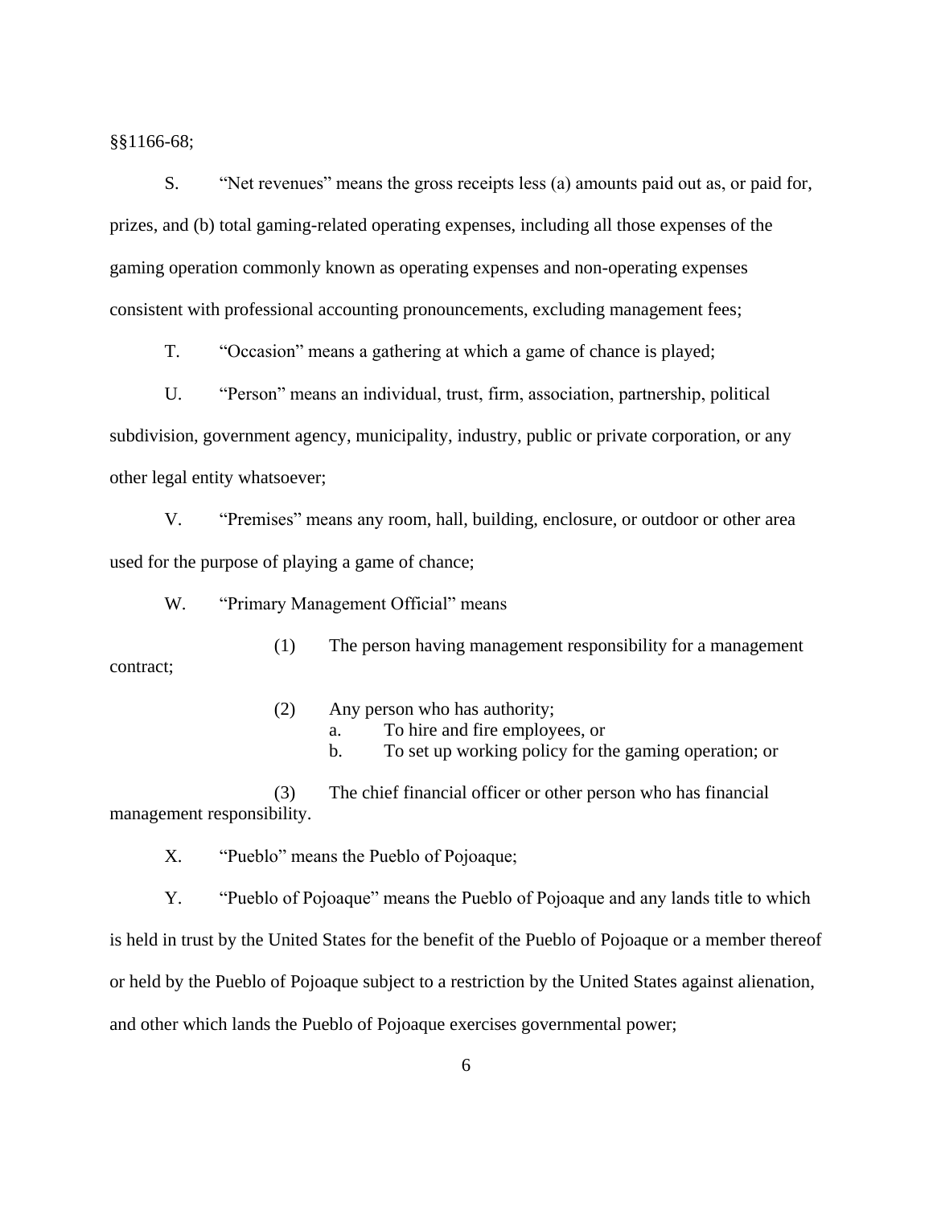§§1166-68;

S. “Net revenues” means the gross receipts less (a) amounts paid out as, or paid for, prizes, and (b) total gaming-related operating expenses, including all those expenses of the gaming operation commonly known as operating expenses and non-operating expenses consistent with professional accounting pronouncements, excluding management fees;

T. “Occasion” means a gathering at which a game of chance is played;

U. “Person” means an individual, trust, firm, association, partnership, political subdivision, government agency, municipality, industry, public or private corporation, or any other legal entity whatsoever;

V. “Premises” means any room, hall, building, enclosure, or outdoor or other area used for the purpose of playing a game of chance;

W. “Primary Management Official” means

(1) The person having management responsibility for a management contract;

(2) Any person who has authority;
  a. To hire and fire employees, or
  b. To set up working policy for the gaming operation; or

(3) The chief financial officer or other person who has financial management responsibility.

X. “Pueblo” means the Pueblo of Pojoaque;

Y. “Pueblo of Pojoaque” means the Pueblo of Pojoaque and any lands title to which is held in trust by the United States for the benefit of the Pueblo of Pojoaque or a member thereof or held by the Pueblo of Pojoaque subject to a restriction by the United States against alienation, and other which lands the Pueblo of Pojoaque exercises governmental power;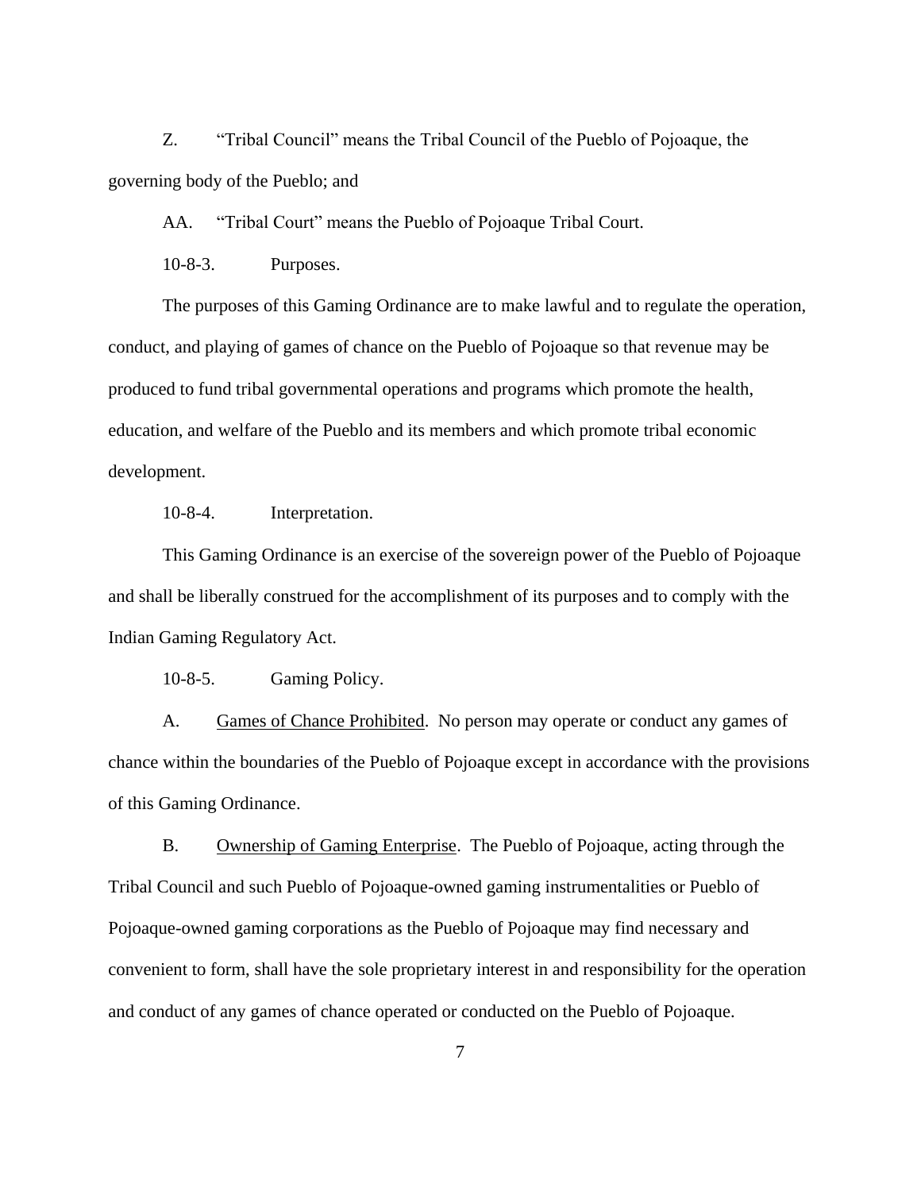Z. “Tribal Council” means the Tribal Council of the Pueblo of Pojoaque, the governing body of the Pueblo; and

AA. “Tribal Court” means the Pueblo of Pojoaque Tribal Court.

10-8-3. Purposes.

The purposes of this Gaming Ordinance are to make lawful and to regulate the operation, conduct, and playing of games of chance on the Pueblo of Pojoaque so that revenue may be produced to fund tribal governmental operations and programs which promote the health, education, and welfare of the Pueblo and its members and which promote tribal economic development.

10-8-4. Interpretation.

This Gaming Ordinance is an exercise of the sovereign power of the Pueblo of Pojoaque and shall be liberally construed for the accomplishment of its purposes and to comply with the Indian Gaming Regulatory Act.

10-8-5. Gaming Policy.

A. Games of Chance Prohibited. No person may operate or conduct any games of chance within the boundaries of the Pueblo of Pojoaque except in accordance with the provisions of this Gaming Ordinance.

B. Ownership of Gaming Enterprise. The Pueblo of Pojoaque, acting through the Tribal Council and such Pueblo of Pojoaque-owned gaming instrumentalities or Pueblo of Pojoaque-owned gaming corporations as the Pueblo of Pojoaque may find necessary and convenient to form, shall have the sole proprietary interest in and responsibility for the operation and conduct of any games of chance operated or conducted on the Pueblo of Pojoaque.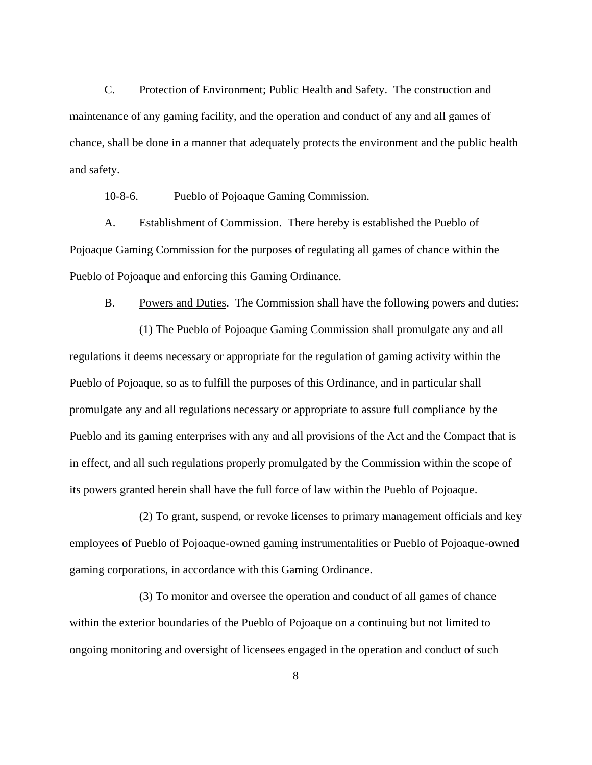C. <u>Protection of Environment; Public Health and Safety</u>. The construction and maintenance of any gaming facility, and the operation and conduct of any and all games of chance, shall be done in a manner that adequately protects the environment and the public health and safety.

10-8-6. Pueblo of Pojoaque Gaming Commission.

A. <u>Establishment of Commission</u>. There hereby is established the Pueblo of Pojoaque Gaming Commission for the purposes of regulating all games of chance within the Pueblo of Pojoaque and enforcing this Gaming Ordinance.

B. <u>Powers and Duties</u>. The Commission shall have the following powers and duties:

(1) The Pueblo of Pojoaque Gaming Commission shall promulgate any and all regulations it deems necessary or appropriate for the regulation of gaming activity within the Pueblo of Pojoaque, so as to fulfill the purposes of this Ordinance, and in particular shall promulgate any and all regulations necessary or appropriate to assure full compliance by the Pueblo and its gaming enterprises with any and all provisions of the Act and the Compact that is in effect, and all such regulations properly promulgated by the Commission within the scope of its powers granted herein shall have the full force of law within the Pueblo of Pojoaque.

(2) To grant, suspend, or revoke licenses to primary management officials and key employees of Pueblo of Pojoaque-owned gaming instrumentalities or Pueblo of Pojoaque-owned gaming corporations, in accordance with this Gaming Ordinance.

(3) To monitor and oversee the operation and conduct of all games of chance within the exterior boundaries of the Pueblo of Pojoaque on a continuing but not limited to ongoing monitoring and oversight of licensees engaged in the operation and conduct of such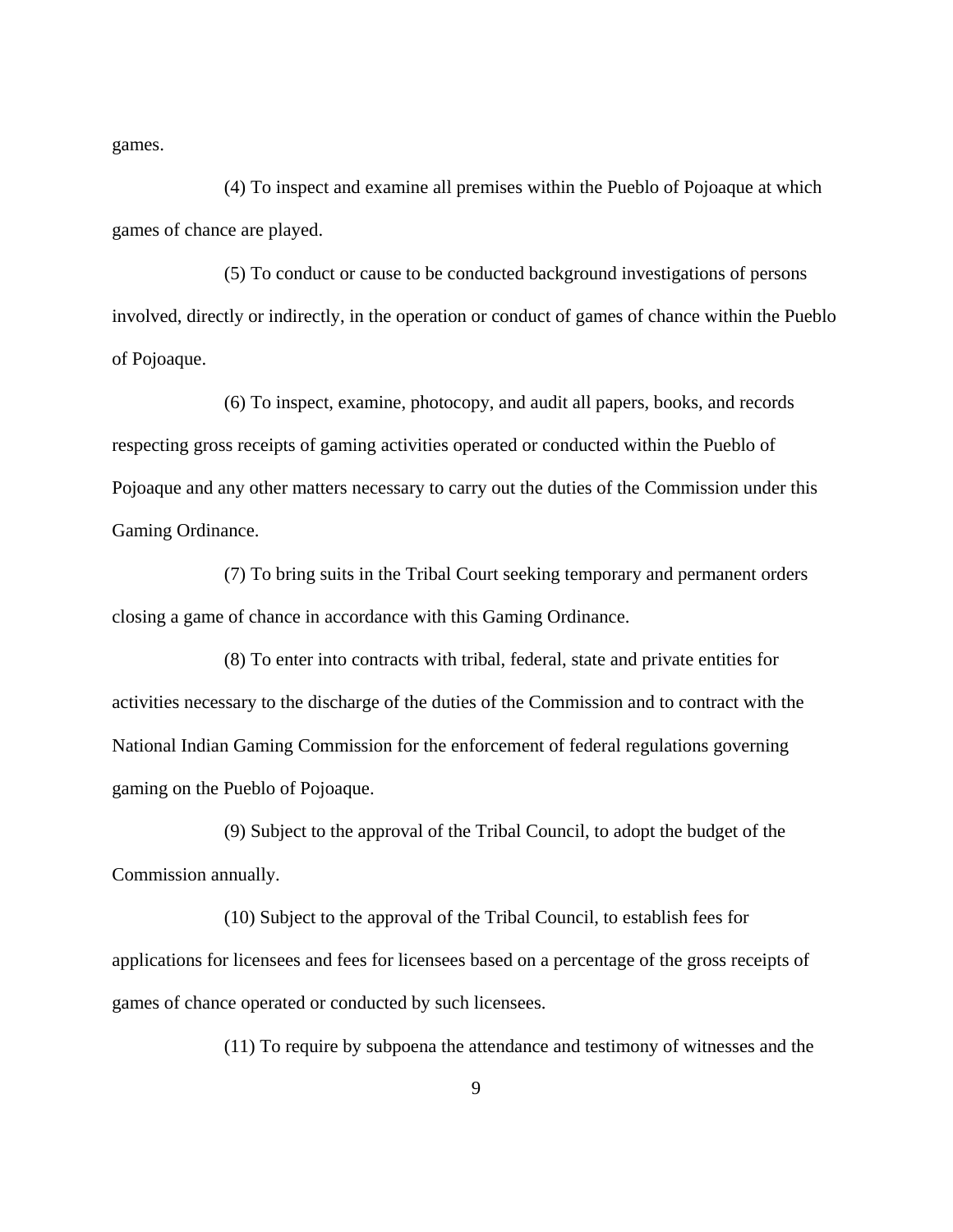games.

(4) To inspect and examine all premises within the Pueblo of Pojoaque at which games of chance are played.

(5) To conduct or cause to be conducted background investigations of persons involved, directly or indirectly, in the operation or conduct of games of chance within the Pueblo of Pojoaque.

(6) To inspect, examine, photocopy, and audit all papers, books, and records respecting gross receipts of gaming activities operated or conducted within the Pueblo of Pojoaque and any other matters necessary to carry out the duties of the Commission under this Gaming Ordinance.

(7) To bring suits in the Tribal Court seeking temporary and permanent orders closing a game of chance in accordance with this Gaming Ordinance.

(8) To enter into contracts with tribal, federal, state and private entities for activities necessary to the discharge of the duties of the Commission and to contract with the National Indian Gaming Commission for the enforcement of federal regulations governing gaming on the Pueblo of Pojoaque.

(9) Subject to the approval of the Tribal Council, to adopt the budget of the Commission annually.

(10) Subject to the approval of the Tribal Council, to establish fees for applications for licensees and fees for licensees based on a percentage of the gross receipts of games of chance operated or conducted by such licensees.

(11) To require by subpoena the attendance and testimony of witnesses and the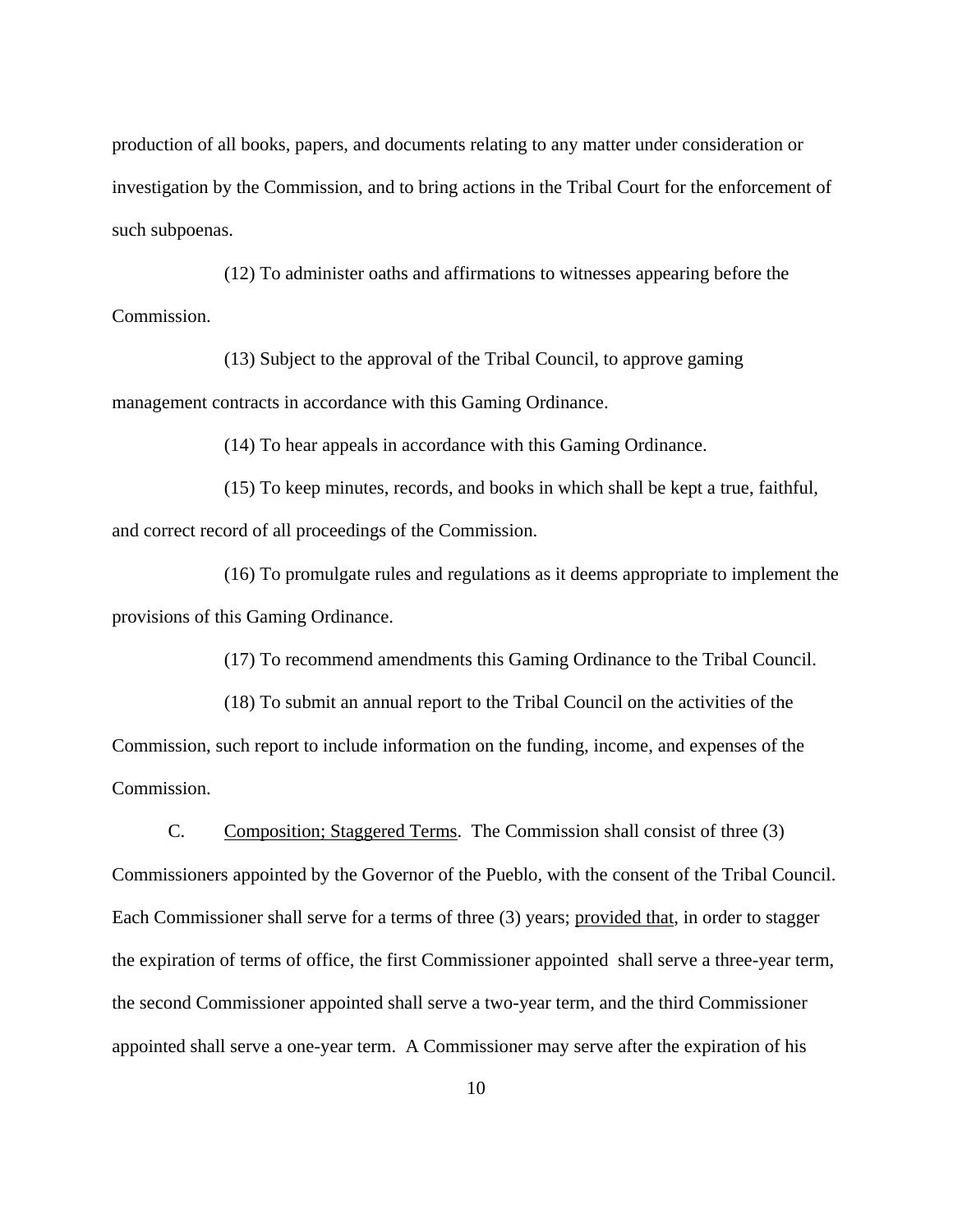production of all books, papers, and documents relating to any matter under consideration or investigation by the Commission, and to bring actions in the Tribal Court for the enforcement of such subpoenas.

(12) To administer oaths and affirmations to witnesses appearing before the Commission.

(13) Subject to the approval of the Tribal Council, to approve gaming management contracts in accordance with this Gaming Ordinance.

(14) To hear appeals in accordance with this Gaming Ordinance.

(15) To keep minutes, records, and books in which shall be kept a true, faithful, and correct record of all proceedings of the Commission.

(16) To promulgate rules and regulations as it deems appropriate to implement the provisions of this Gaming Ordinance.

(17) To recommend amendments this Gaming Ordinance to the Tribal Council.

(18) To submit an annual report to the Tribal Council on the activities of the Commission, such report to include information on the funding, income, and expenses of the Commission.

C. Composition; Staggered Terms. The Commission shall consist of three (3) Commissioners appointed by the Governor of the Pueblo, with the consent of the Tribal Council. Each Commissioner shall serve for a terms of three (3) years; provided that, in order to stagger the expiration of terms of office, the first Commissioner appointed shall serve a three-year term, the second Commissioner appointed shall serve a two-year term, and the third Commissioner appointed shall serve a one-year term. A Commissioner may serve after the expiration of his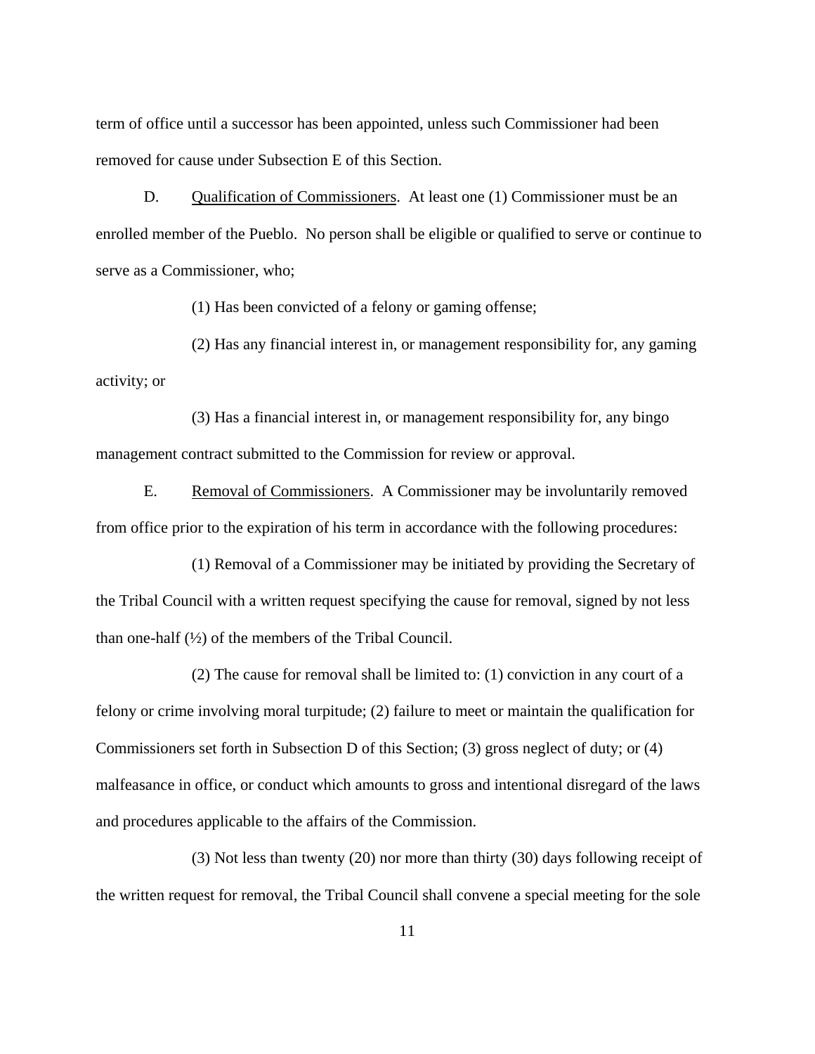term of office until a successor has been appointed, unless such Commissioner had been removed for cause under Subsection E of this Section.

D. Qualification of Commissioners. At least one (1) Commissioner must be an enrolled member of the Pueblo. No person shall be eligible or qualified to serve or continue to serve as a Commissioner, who;

(1) Has been convicted of a felony or gaming offense;

(2) Has any financial interest in, or management responsibility for, any gaming activity; or

(3) Has a financial interest in, or management responsibility for, any bingo management contract submitted to the Commission for review or approval.

E. Removal of Commissioners. A Commissioner may be involuntarily removed from office prior to the expiration of his term in accordance with the following procedures:

(1) Removal of a Commissioner may be initiated by providing the Secretary of the Tribal Council with a written request specifying the cause for removal, signed by not less than one-half (½) of the members of the Tribal Council.

(2) The cause for removal shall be limited to: (1) conviction in any court of a felony or crime involving moral turpitude; (2) failure to meet or maintain the qualification for Commissioners set forth in Subsection D of this Section; (3) gross neglect of duty; or (4) malfeasance in office, or conduct which amounts to gross and intentional disregard of the laws and procedures applicable to the affairs of the Commission.

(3) Not less than twenty (20) nor more than thirty (30) days following receipt of the written request for removal, the Tribal Council shall convene a special meeting for the sole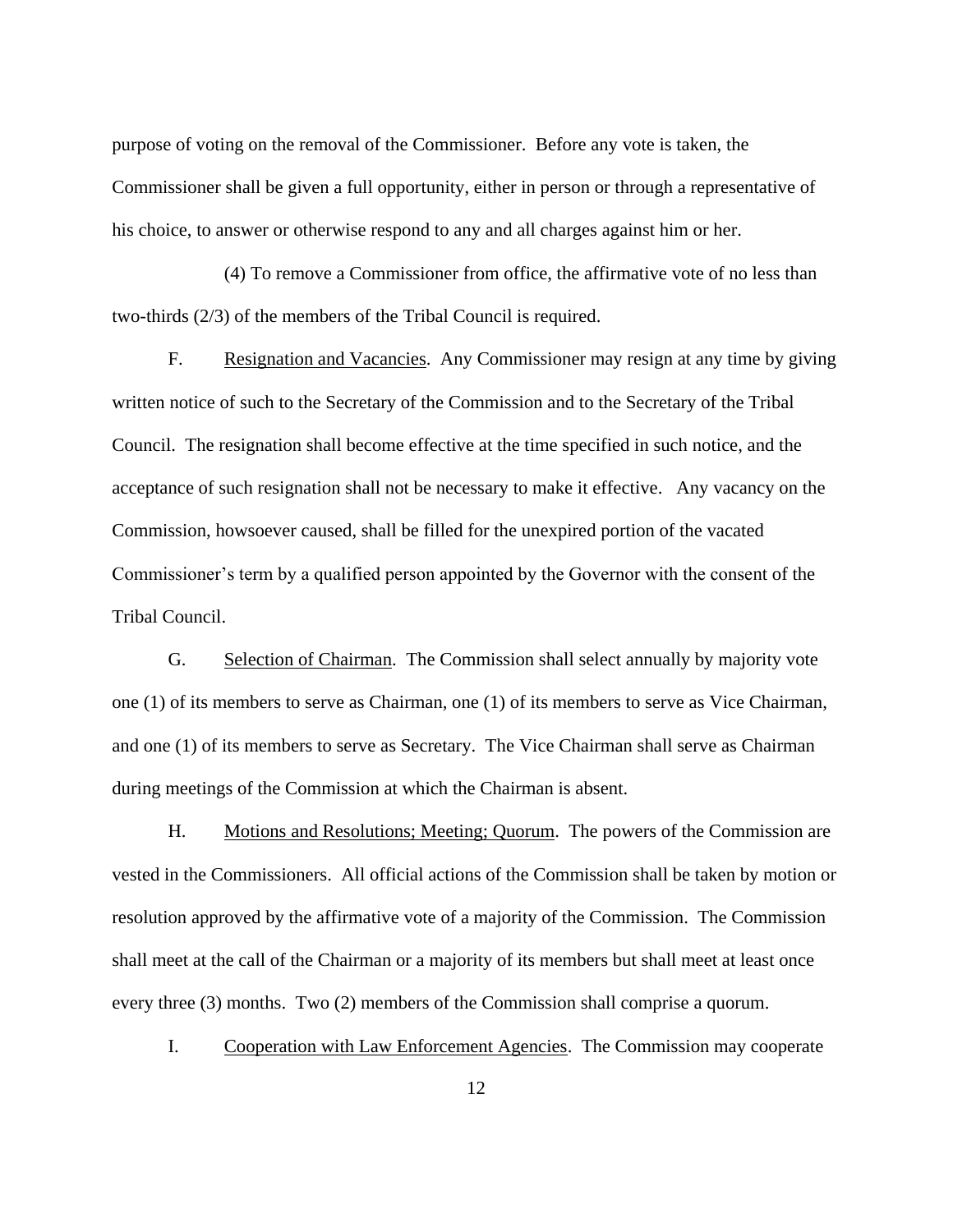purpose of voting on the removal of the Commissioner. Before any vote is taken, the Commissioner shall be given a full opportunity, either in person or through a representative of his choice, to answer or otherwise respond to any and all charges against him or her.

(4) To remove a Commissioner from office, the affirmative vote of no less than two-thirds (2/3) of the members of the Tribal Council is required.

F. Resignation and Vacancies. Any Commissioner may resign at any time by giving written notice of such to the Secretary of the Commission and to the Secretary of the Tribal Council. The resignation shall become effective at the time specified in such notice, and the acceptance of such resignation shall not be necessary to make it effective. Any vacancy on the Commission, howsoever caused, shall be filled for the unexpired portion of the vacated Commissioner's term by a qualified person appointed by the Governor with the consent of the Tribal Council.

G. Selection of Chairman. The Commission shall select annually by majority vote one (1) of its members to serve as Chairman, one (1) of its members to serve as Vice Chairman, and one (1) of its members to serve as Secretary. The Vice Chairman shall serve as Chairman during meetings of the Commission at which the Chairman is absent.

H. Motions and Resolutions; Meeting; Quorum. The powers of the Commission are vested in the Commissioners. All official actions of the Commission shall be taken by motion or resolution approved by the affirmative vote of a majority of the Commission. The Commission shall meet at the call of the Chairman or a majority of its members but shall meet at least once every three (3) months. Two (2) members of the Commission shall comprise a quorum.

I. Cooperation with Law Enforcement Agencies. The Commission may cooperate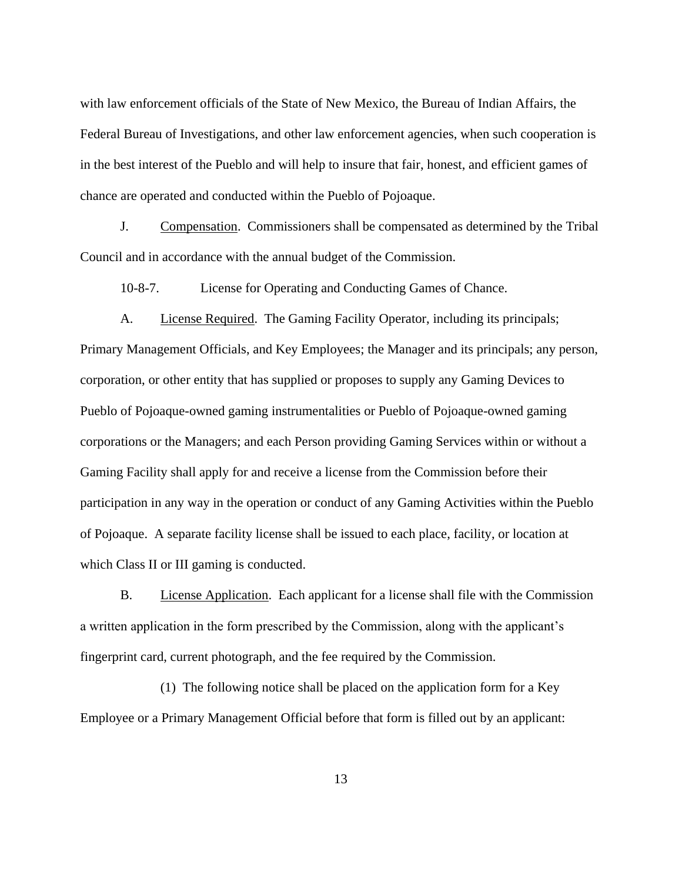with law enforcement officials of the State of New Mexico, the Bureau of Indian Affairs, the Federal Bureau of Investigations, and other law enforcement agencies, when such cooperation is in the best interest of the Pueblo and will help to insure that fair, honest, and efficient games of chance are operated and conducted within the Pueblo of Pojoaque.

J. Compensation. Commissioners shall be compensated as determined by the Tribal Council and in accordance with the annual budget of the Commission.

10-8-7. License for Operating and Conducting Games of Chance.

A. License Required. The Gaming Facility Operator, including its principals; Primary Management Officials, and Key Employees; the Manager and its principals; any person, corporation, or other entity that has supplied or proposes to supply any Gaming Devices to Pueblo of Pojoaque-owned gaming instrumentalities or Pueblo of Pojoaque-owned gaming corporations or the Managers; and each Person providing Gaming Services within or without a Gaming Facility shall apply for and receive a license from the Commission before their participation in any way in the operation or conduct of any Gaming Activities within the Pueblo of Pojoaque. A separate facility license shall be issued to each place, facility, or location at which Class II or III gaming is conducted.

B. License Application. Each applicant for a license shall file with the Commission a written application in the form prescribed by the Commission, along with the applicant's fingerprint card, current photograph, and the fee required by the Commission.

(1) The following notice shall be placed on the application form for a Key Employee or a Primary Management Official before that form is filled out by an applicant: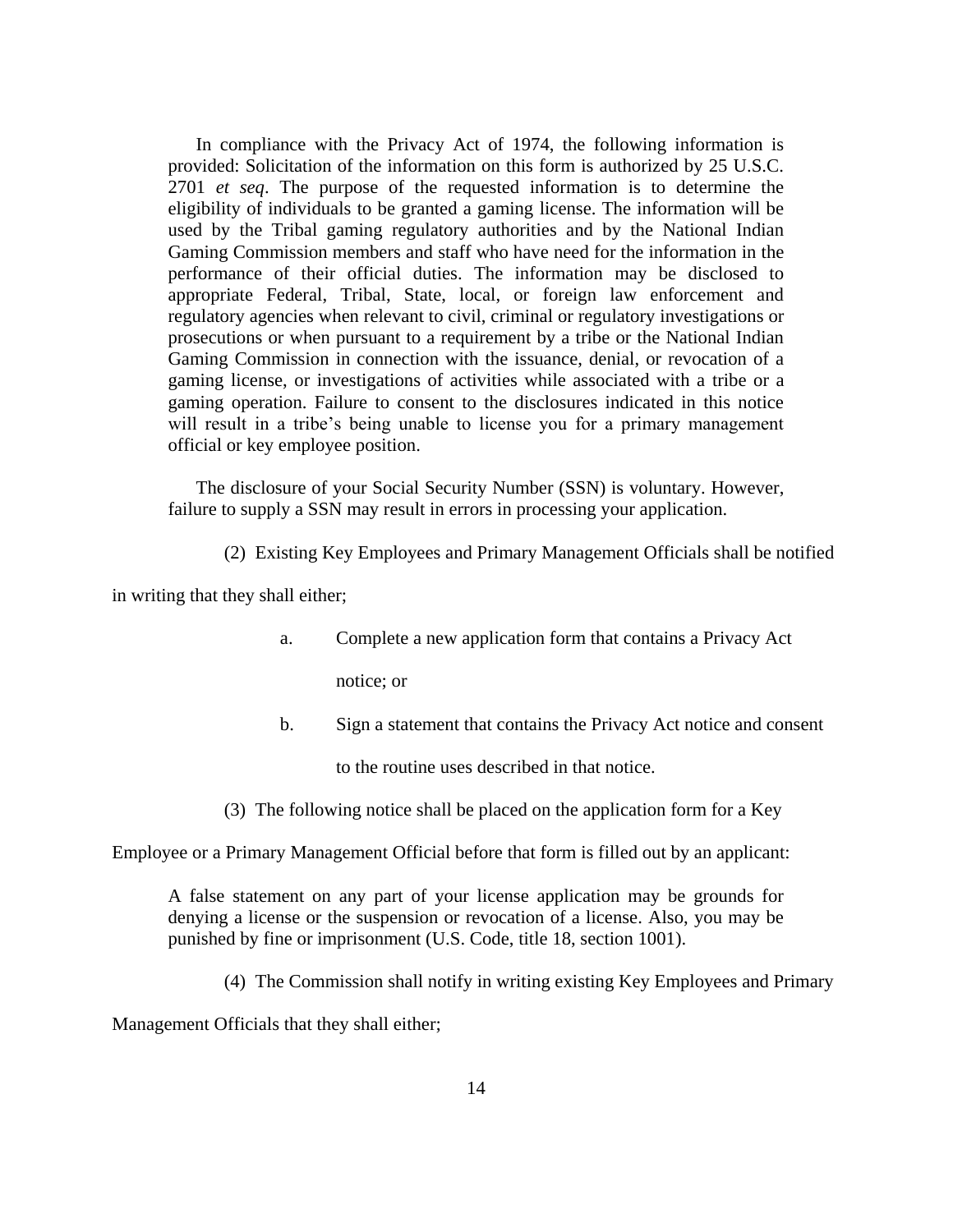In compliance with the Privacy Act of 1974, the following information is provided: Solicitation of the information on this form is authorized by 25 U.S.C. 2701 *et seq*. The purpose of the requested information is to determine the eligibility of individuals to be granted a gaming license. The information will be used by the Tribal gaming regulatory authorities and by the National Indian Gaming Commission members and staff who have need for the information in the performance of their official duties. The information may be disclosed to appropriate Federal, Tribal, State, local, or foreign law enforcement and regulatory agencies when relevant to civil, criminal or regulatory investigations or prosecutions or when pursuant to a requirement by a tribe or the National Indian Gaming Commission in connection with the issuance, denial, or revocation of a gaming license, or investigations of activities while associated with a tribe or a gaming operation. Failure to consent to the disclosures indicated in this notice will result in a tribe's being unable to license you for a primary management official or key employee position.

The disclosure of your Social Security Number (SSN) is voluntary. However, failure to supply a SSN may result in errors in processing your application.

(2) Existing Key Employees and Primary Management Officials shall be notified in writing that they shall either;

a. Complete a new application form that contains a Privacy Act notice; or

b. Sign a statement that contains the Privacy Act notice and consent to the routine uses described in that notice.

(3) The following notice shall be placed on the application form for a Key Employee or a Primary Management Official before that form is filled out by an applicant:

A false statement on any part of your license application may be grounds for denying a license or the suspension or revocation of a license. Also, you may be punished by fine or imprisonment (U.S. Code, title 18, section 1001).

(4) The Commission shall notify in writing existing Key Employees and Primary Management Officials that they shall either;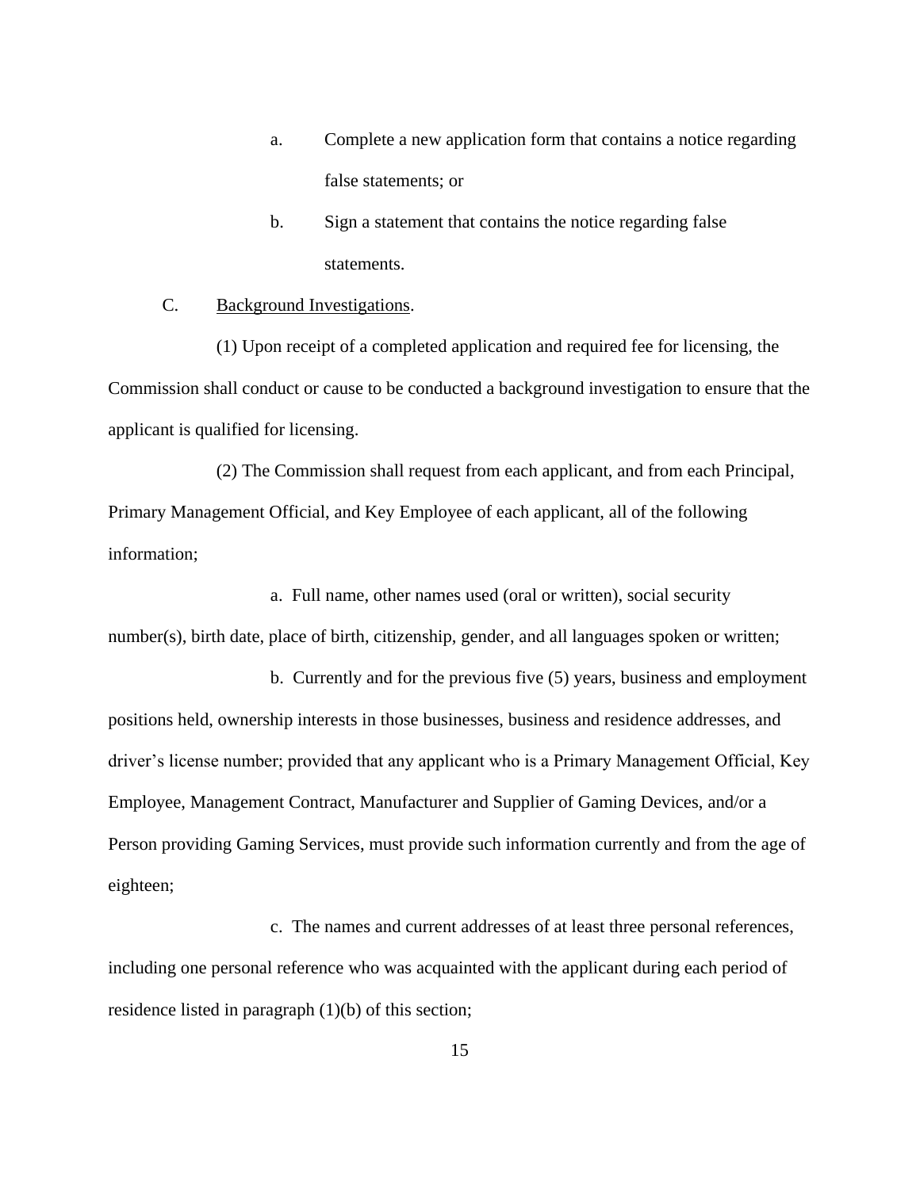a. Complete a new application form that contains a notice regarding false statements; or

b. Sign a statement that contains the notice regarding false statements.

C. Background Investigations.

(1) Upon receipt of a completed application and required fee for licensing, the Commission shall conduct or cause to be conducted a background investigation to ensure that the applicant is qualified for licensing.

(2) The Commission shall request from each applicant, and from each Principal, Primary Management Official, and Key Employee of each applicant, all of the following information;

a. Full name, other names used (oral or written), social security number(s), birth date, place of birth, citizenship, gender, and all languages spoken or written;

b. Currently and for the previous five (5) years, business and employment positions held, ownership interests in those businesses, business and residence addresses, and driver's license number; provided that any applicant who is a Primary Management Official, Key Employee, Management Contract, Manufacturer and Supplier of Gaming Devices, and/or a Person providing Gaming Services, must provide such information currently and from the age of eighteen;

c. The names and current addresses of at least three personal references, including one personal reference who was acquainted with the applicant during each period of residence listed in paragraph (1)(b) of this section;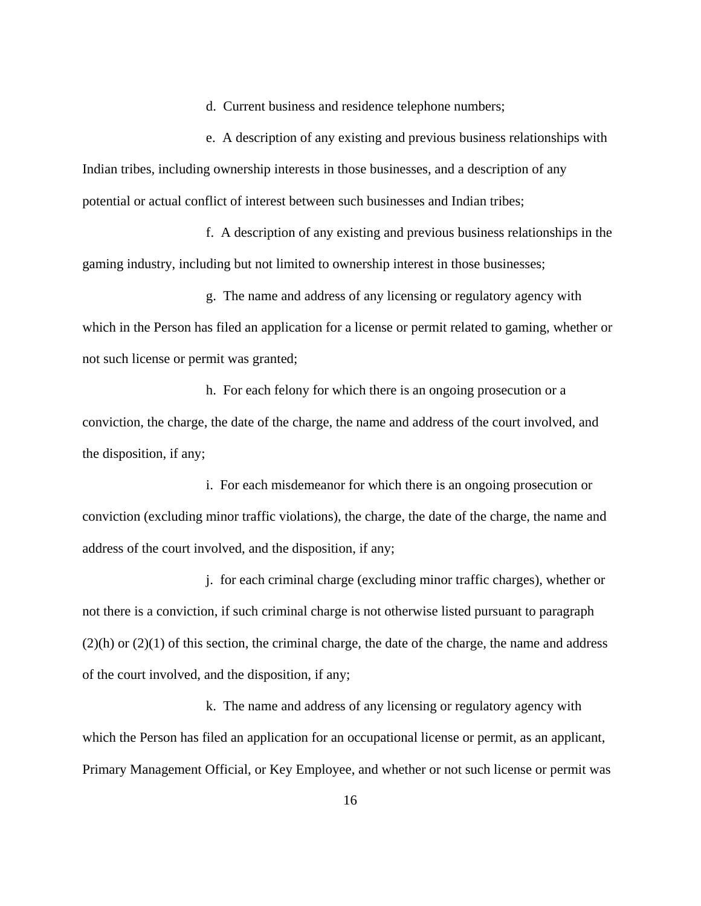d. Current business and residence telephone numbers;

e. A description of any existing and previous business relationships with Indian tribes, including ownership interests in those businesses, and a description of any potential or actual conflict of interest between such businesses and Indian tribes;

f. A description of any existing and previous business relationships in the gaming industry, including but not limited to ownership interest in those businesses;

g. The name and address of any licensing or regulatory agency with which in the Person has filed an application for a license or permit related to gaming, whether or not such license or permit was granted;

h. For each felony for which there is an ongoing prosecution or a conviction, the charge, the date of the charge, the name and address of the court involved, and the disposition, if any;

i. For each misdemeanor for which there is an ongoing prosecution or conviction (excluding minor traffic violations), the charge, the date of the charge, the name and address of the court involved, and the disposition, if any;

j. for each criminal charge (excluding minor traffic charges), whether or not there is a conviction, if such criminal charge is not otherwise listed pursuant to paragraph (2)(h) or (2)(1) of this section, the criminal charge, the date of the charge, the name and address of the court involved, and the disposition, if any;

k. The name and address of any licensing or regulatory agency with which the Person has filed an application for an occupational license or permit, as an applicant, Primary Management Official, or Key Employee, and whether or not such license or permit was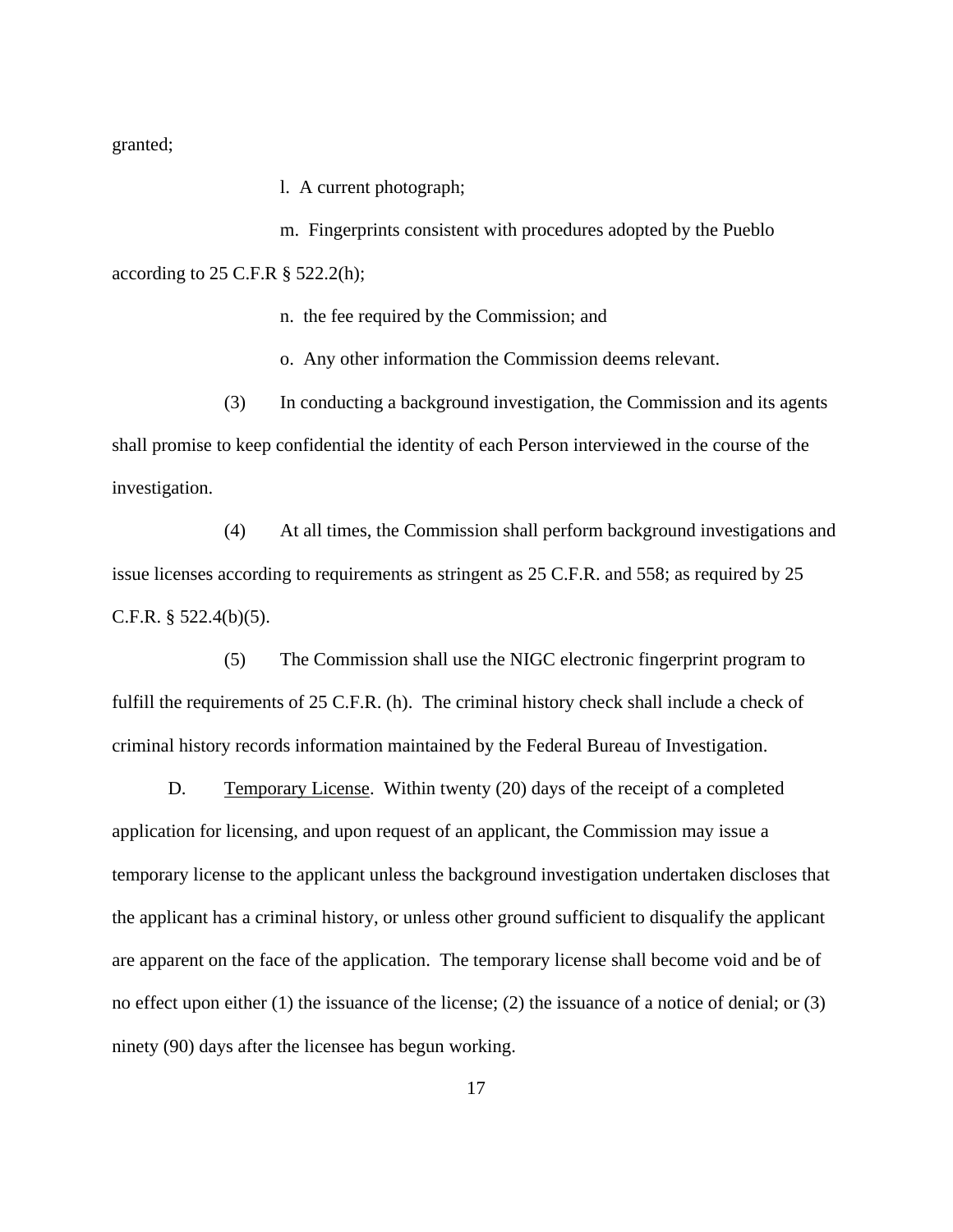granted;

l. A current photograph;

m. Fingerprints consistent with procedures adopted by the Pueblo according to 25 C.F.R § 522.2(h);

n. the fee required by the Commission; and

o. Any other information the Commission deems relevant.

(3) In conducting a background investigation, the Commission and its agents shall promise to keep confidential the identity of each Person interviewed in the course of the investigation.

(4) At all times, the Commission shall perform background investigations and issue licenses according to requirements as stringent as 25 C.F.R. and 558; as required by 25 C.F.R. § 522.4(b)(5).

(5) The Commission shall use the NIGC electronic fingerprint program to fulfill the requirements of 25 C.F.R. (h). The criminal history check shall include a check of criminal history records information maintained by the Federal Bureau of Investigation.

D. Temporary License. Within twenty (20) days of the receipt of a completed application for licensing, and upon request of an applicant, the Commission may issue a temporary license to the applicant unless the background investigation undertaken discloses that the applicant has a criminal history, or unless other ground sufficient to disqualify the applicant are apparent on the face of the application. The temporary license shall become void and be of no effect upon either (1) the issuance of the license; (2) the issuance of a notice of denial; or (3) ninety (90) days after the licensee has begun working.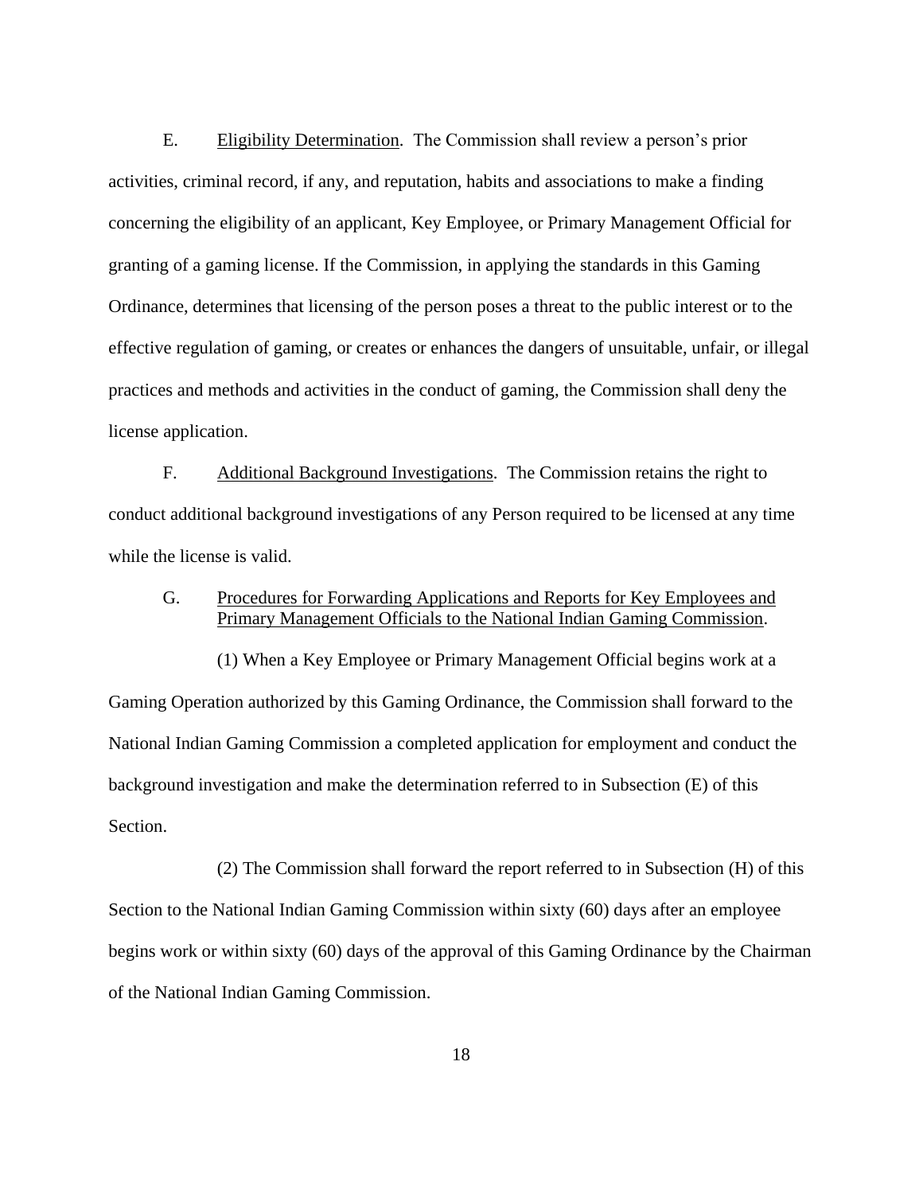E. <u>Eligibility Determination</u>. The Commission shall review a person's prior activities, criminal record, if any, and reputation, habits and associations to make a finding concerning the eligibility of an applicant, Key Employee, or Primary Management Official for granting of a gaming license. If the Commission, in applying the standards in this Gaming Ordinance, determines that licensing of the person poses a threat to the public interest or to the effective regulation of gaming, or creates or enhances the dangers of unsuitable, unfair, or illegal practices and methods and activities in the conduct of gaming, the Commission shall deny the license application.

F. <u>Additional Background Investigations</u>. The Commission retains the right to conduct additional background investigations of any Person required to be licensed at any time while the license is valid.

G. <u>Procedures for Forwarding Applications and Reports for Key Employees and Primary Management Officials to the National Indian Gaming Commission</u>.

(1) When a Key Employee or Primary Management Official begins work at a Gaming Operation authorized by this Gaming Ordinance, the Commission shall forward to the National Indian Gaming Commission a completed application for employment and conduct the background investigation and make the determination referred to in Subsection (E) of this Section.

(2) The Commission shall forward the report referred to in Subsection (H) of this Section to the National Indian Gaming Commission within sixty (60) days after an employee begins work or within sixty (60) days of the approval of this Gaming Ordinance by the Chairman of the National Indian Gaming Commission.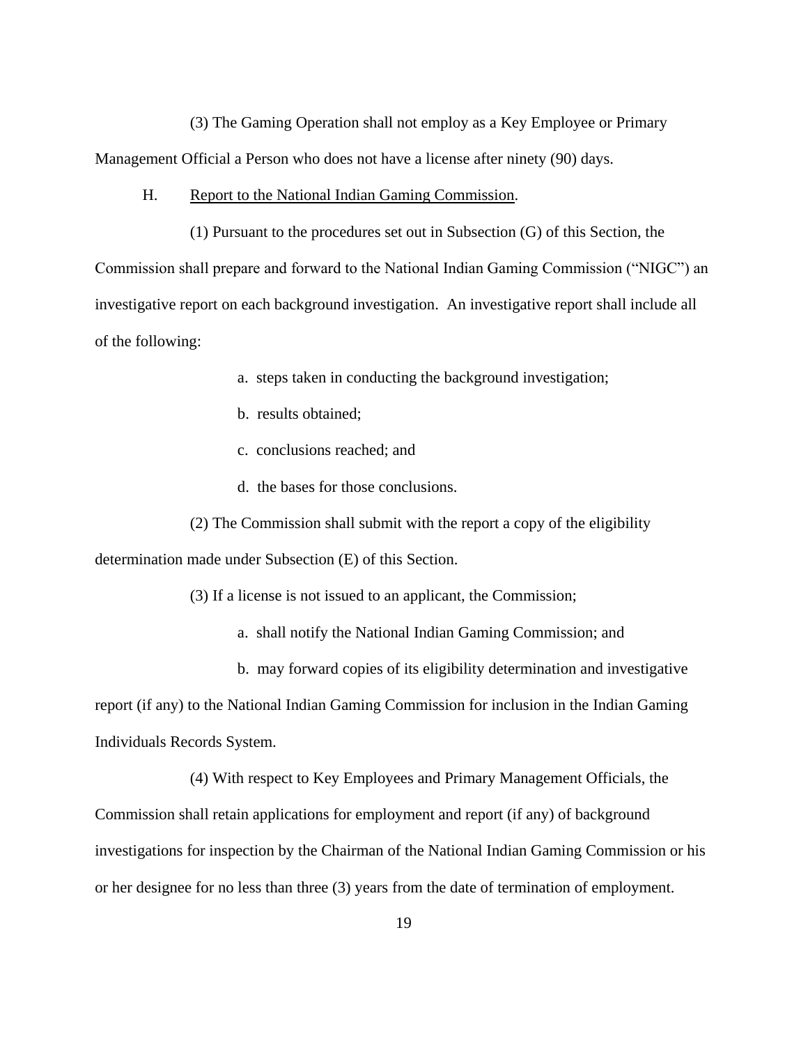(3) The Gaming Operation shall not employ as a Key Employee or Primary Management Official a Person who does not have a license after ninety (90) days.

H. Report to the National Indian Gaming Commission.

(1) Pursuant to the procedures set out in Subsection (G) of this Section, the Commission shall prepare and forward to the National Indian Gaming Commission ("NIGC") an investigative report on each background investigation. An investigative report shall include all of the following:

a. steps taken in conducting the background investigation;

b. results obtained;

c. conclusions reached; and

d. the bases for those conclusions.

(2) The Commission shall submit with the report a copy of the eligibility determination made under Subsection (E) of this Section.

(3) If a license is not issued to an applicant, the Commission;

a. shall notify the National Indian Gaming Commission; and

b. may forward copies of its eligibility determination and investigative report (if any) to the National Indian Gaming Commission for inclusion in the Indian Gaming Individuals Records System.

(4) With respect to Key Employees and Primary Management Officials, the Commission shall retain applications for employment and report (if any) of background investigations for inspection by the Chairman of the National Indian Gaming Commission or his or her designee for no less than three (3) years from the date of termination of employment.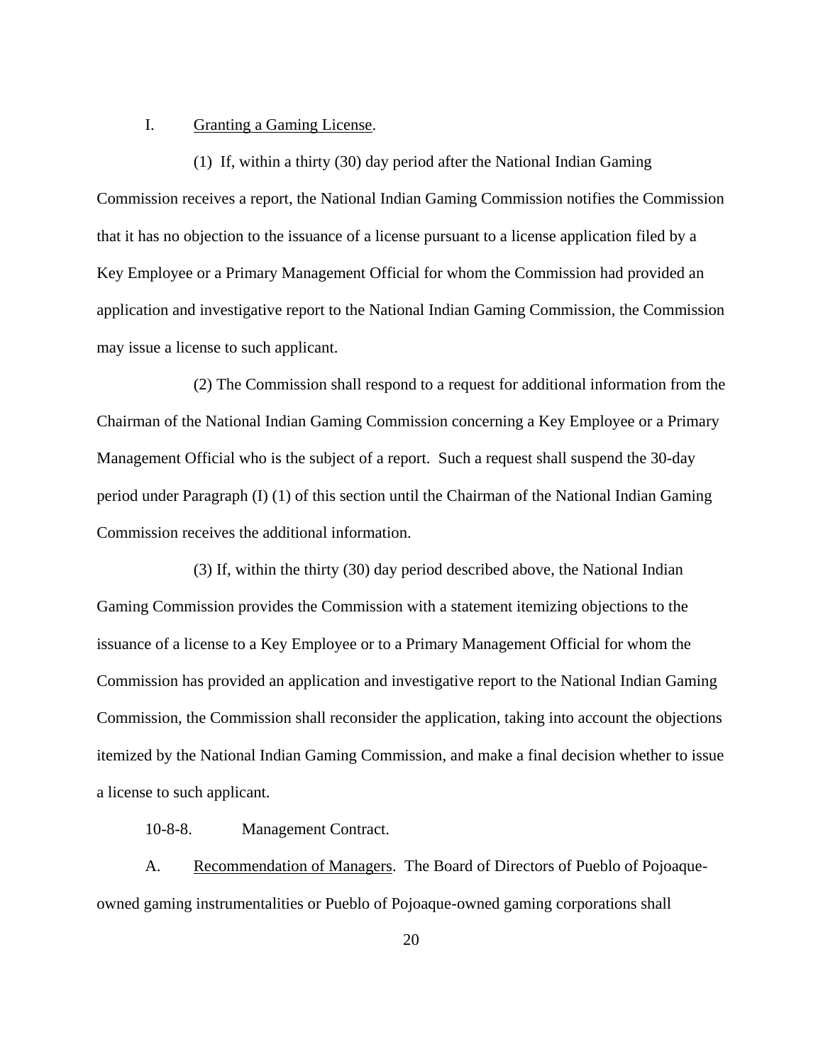I. Granting a Gaming License.

(1) If, within a thirty (30) day period after the National Indian Gaming Commission receives a report, the National Indian Gaming Commission notifies the Commission that it has no objection to the issuance of a license pursuant to a license application filed by a Key Employee or a Primary Management Official for whom the Commission had provided an application and investigative report to the National Indian Gaming Commission, the Commission may issue a license to such applicant.

(2) The Commission shall respond to a request for additional information from the Chairman of the National Indian Gaming Commission concerning a Key Employee or a Primary Management Official who is the subject of a report. Such a request shall suspend the 30-day period under Paragraph (I) (1) of this section until the Chairman of the National Indian Gaming Commission receives the additional information.

(3) If, within the thirty (30) day period described above, the National Indian Gaming Commission provides the Commission with a statement itemizing objections to the issuance of a license to a Key Employee or to a Primary Management Official for whom the Commission has provided an application and investigative report to the National Indian Gaming Commission, the Commission shall reconsider the application, taking into account the objections itemized by the National Indian Gaming Commission, and make a final decision whether to issue a license to such applicant.

10-8-8. Management Contract.

A. Recommendation of Managers. The Board of Directors of Pueblo of Pojoaque-owned gaming instrumentalities or Pueblo of Pojoaque-owned gaming corporations shall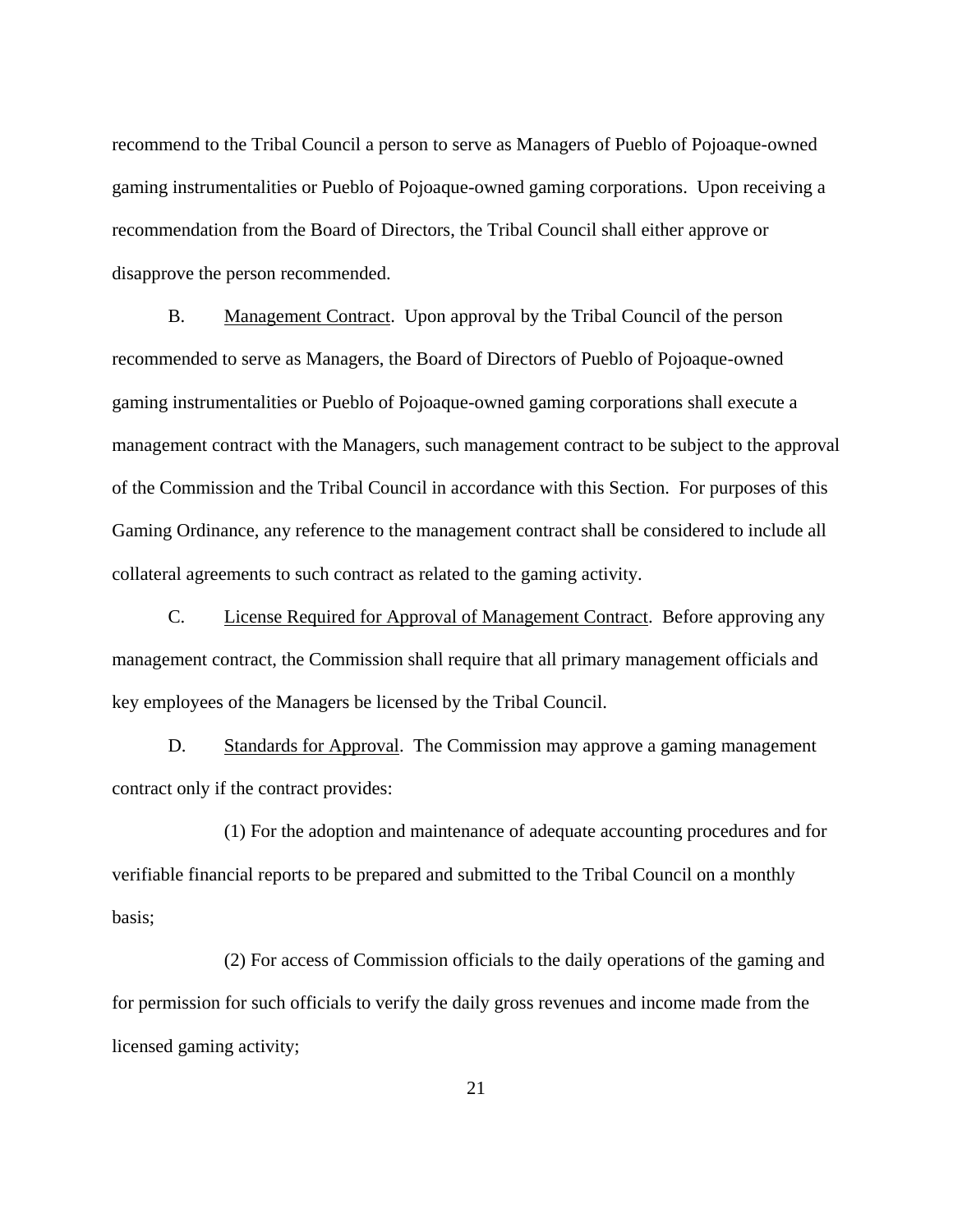recommend to the Tribal Council a person to serve as Managers of Pueblo of Pojoaque-owned gaming instrumentalities or Pueblo of Pojoaque-owned gaming corporations. Upon receiving a recommendation from the Board of Directors, the Tribal Council shall either approve or disapprove the person recommended.

B. Management Contract. Upon approval by the Tribal Council of the person recommended to serve as Managers, the Board of Directors of Pueblo of Pojoaque-owned gaming instrumentalities or Pueblo of Pojoaque-owned gaming corporations shall execute a management contract with the Managers, such management contract to be subject to the approval of the Commission and the Tribal Council in accordance with this Section. For purposes of this Gaming Ordinance, any reference to the management contract shall be considered to include all collateral agreements to such contract as related to the gaming activity.

C. License Required for Approval of Management Contract. Before approving any management contract, the Commission shall require that all primary management officials and key employees of the Managers be licensed by the Tribal Council.

D. Standards for Approval. The Commission may approve a gaming management contract only if the contract provides:

(1) For the adoption and maintenance of adequate accounting procedures and for verifiable financial reports to be prepared and submitted to the Tribal Council on a monthly basis;

(2) For access of Commission officials to the daily operations of the gaming and for permission for such officials to verify the daily gross revenues and income made from the licensed gaming activity;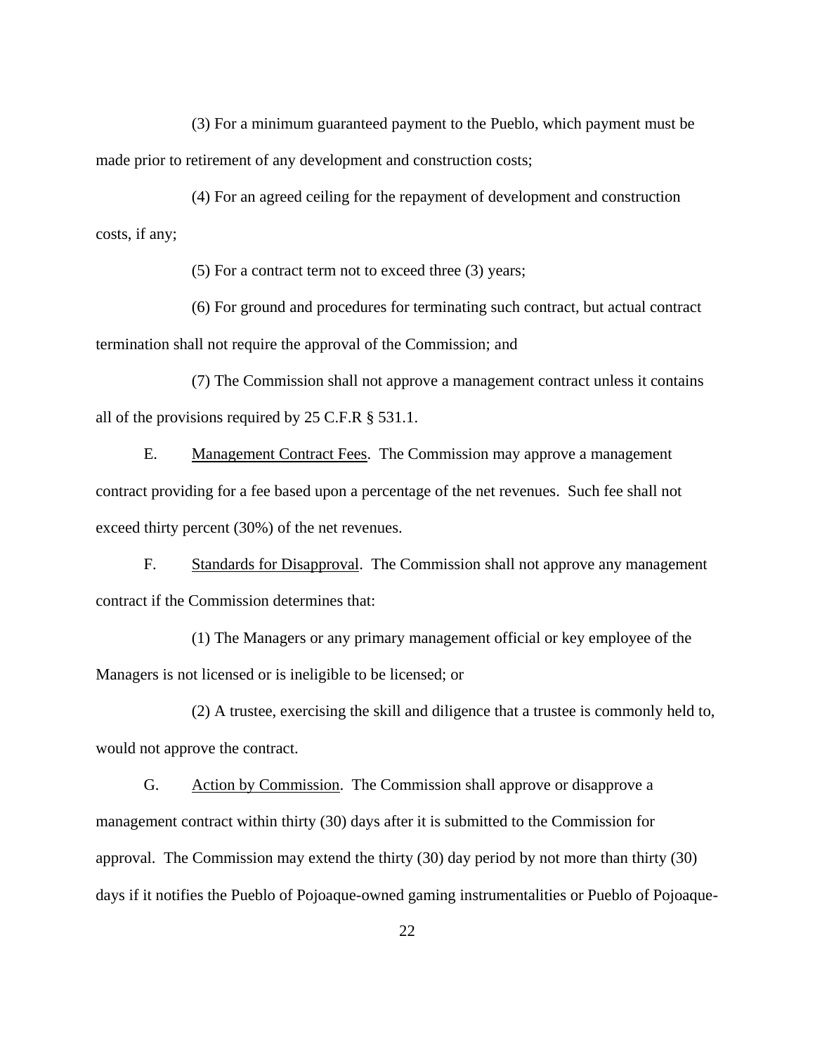(3) For a minimum guaranteed payment to the Pueblo, which payment must be made prior to retirement of any development and construction costs;

(4) For an agreed ceiling for the repayment of development and construction costs, if any;

(5) For a contract term not to exceed three (3) years;

(6) For ground and procedures for terminating such contract, but actual contract termination shall not require the approval of the Commission; and

(7) The Commission shall not approve a management contract unless it contains all of the provisions required by 25 C.F.R § 531.1.

E. Management Contract Fees. The Commission may approve a management contract providing for a fee based upon a percentage of the net revenues. Such fee shall not exceed thirty percent (30%) of the net revenues.

F. Standards for Disapproval. The Commission shall not approve any management contract if the Commission determines that:

(1) The Managers or any primary management official or key employee of the Managers is not licensed or is ineligible to be licensed; or

(2) A trustee, exercising the skill and diligence that a trustee is commonly held to, would not approve the contract.

G. Action by Commission. The Commission shall approve or disapprove a management contract within thirty (30) days after it is submitted to the Commission for approval. The Commission may extend the thirty (30) day period by not more than thirty (30) days if it notifies the Pueblo of Pojoaque-owned gaming instrumentalities or Pueblo of Pojoaque-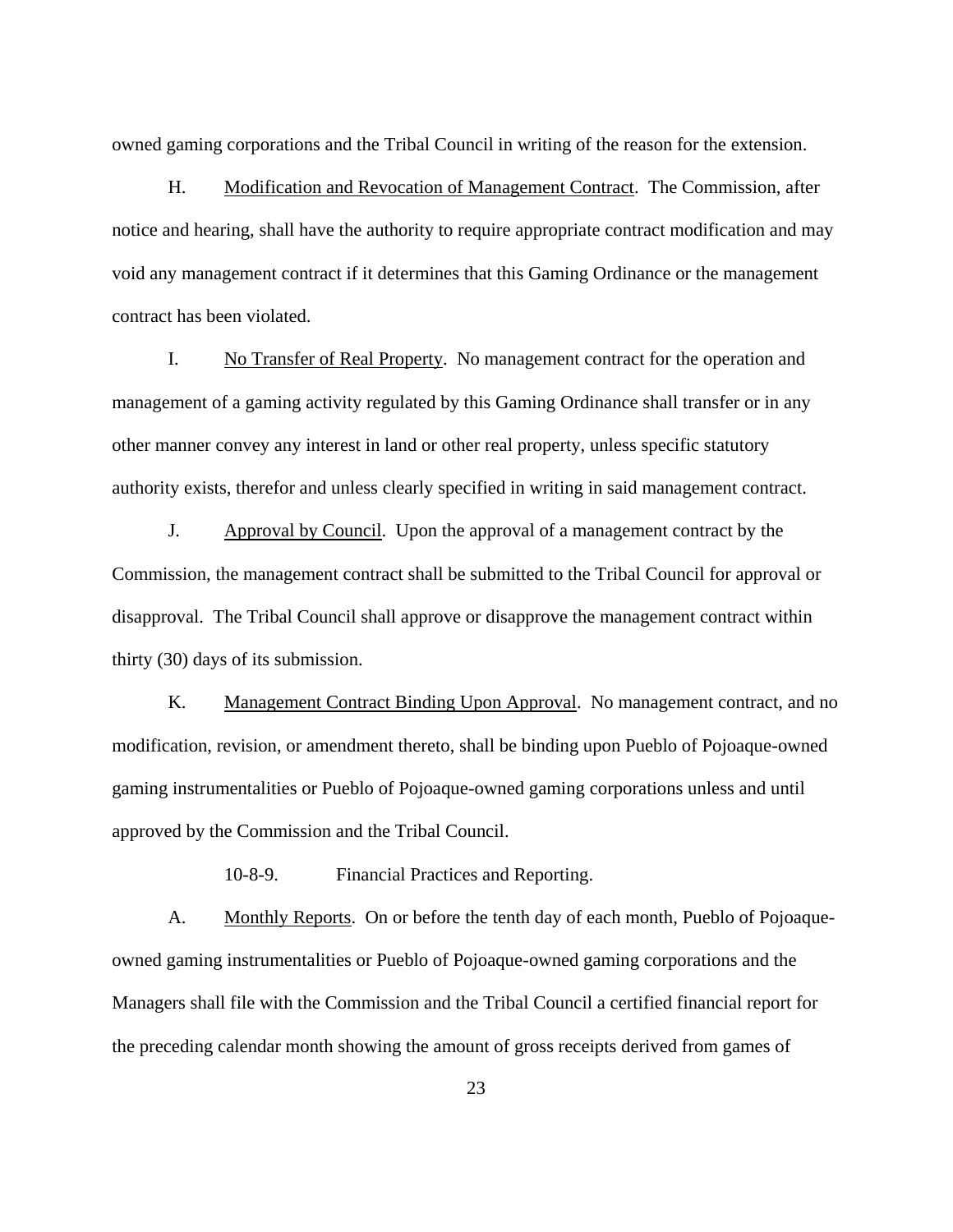owned gaming corporations and the Tribal Council in writing of the reason for the extension.

H. Modification and Revocation of Management Contract. The Commission, after notice and hearing, shall have the authority to require appropriate contract modification and may void any management contract if it determines that this Gaming Ordinance or the management contract has been violated.

I. No Transfer of Real Property. No management contract for the operation and management of a gaming activity regulated by this Gaming Ordinance shall transfer or in any other manner convey any interest in land or other real property, unless specific statutory authority exists, therefor and unless clearly specified in writing in said management contract.

J. Approval by Council. Upon the approval of a management contract by the Commission, the management contract shall be submitted to the Tribal Council for approval or disapproval. The Tribal Council shall approve or disapprove the management contract within thirty (30) days of its submission.

K. Management Contract Binding Upon Approval. No management contract, and no modification, revision, or amendment thereto, shall be binding upon Pueblo of Pojoaque-owned gaming instrumentalities or Pueblo of Pojoaque-owned gaming corporations unless and until approved by the Commission and the Tribal Council.

### 10-8-9. Financial Practices and Reporting.

A. Monthly Reports. On or before the tenth day of each month, Pueblo of Pojoaque-owned gaming instrumentalities or Pueblo of Pojoaque-owned gaming corporations and the Managers shall file with the Commission and the Tribal Council a certified financial report for the preceding calendar month showing the amount of gross receipts derived from games of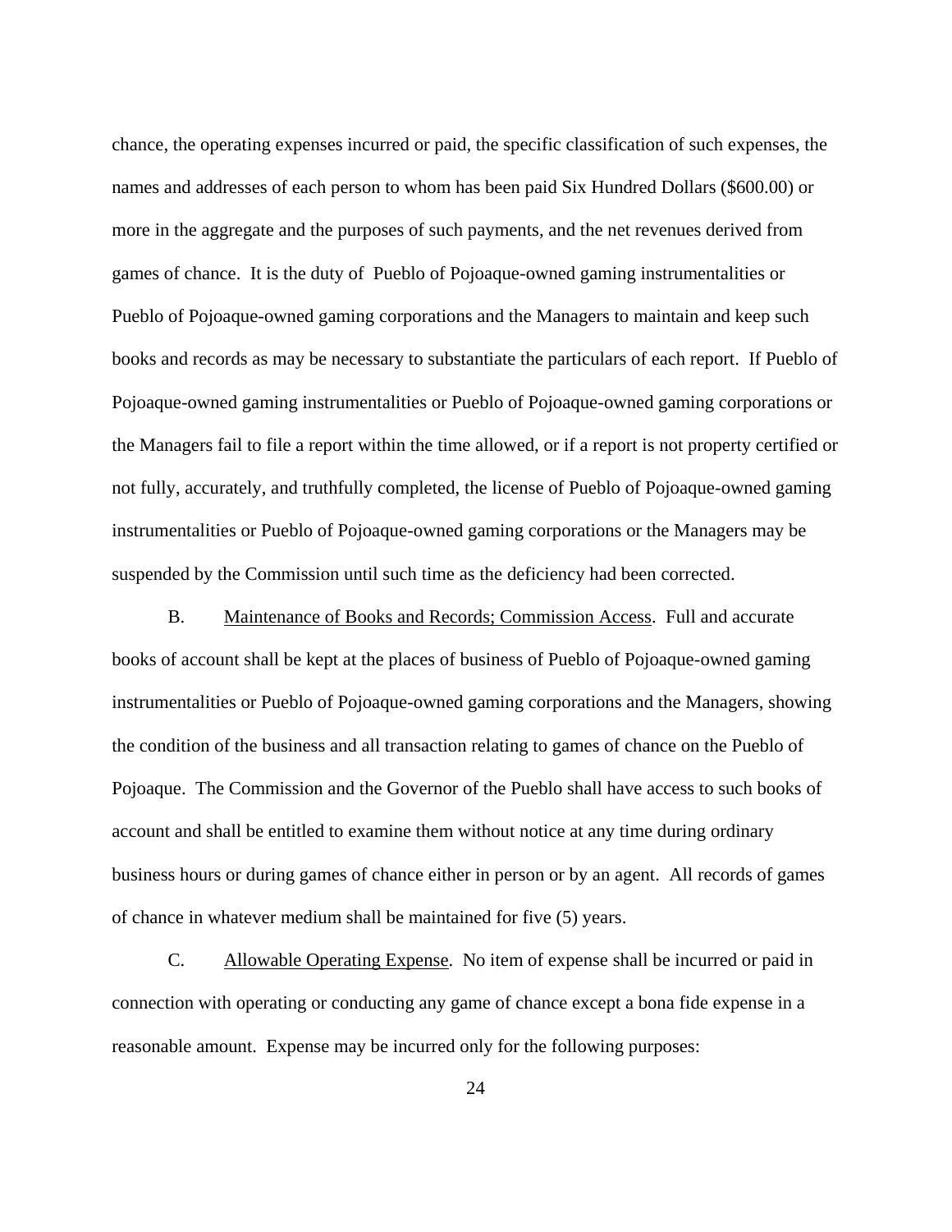chance, the operating expenses incurred or paid, the specific classification of such expenses, the names and addresses of each person to whom has been paid Six Hundred Dollars ($600.00) or more in the aggregate and the purposes of such payments, and the net revenues derived from games of chance. It is the duty of Pueblo of Pojoaque-owned gaming instrumentalities or Pueblo of Pojoaque-owned gaming corporations and the Managers to maintain and keep such books and records as may be necessary to substantiate the particulars of each report. If Pueblo of Pojoaque-owned gaming instrumentalities or Pueblo of Pojoaque-owned gaming corporations or the Managers fail to file a report within the time allowed, or if a report is not property certified or not fully, accurately, and truthfully completed, the license of Pueblo of Pojoaque-owned gaming instrumentalities or Pueblo of Pojoaque-owned gaming corporations or the Managers may be suspended by the Commission until such time as the deficiency had been corrected.

B. <u>Maintenance of Books and Records; Commission Access</u>. Full and accurate books of account shall be kept at the places of business of Pueblo of Pojoaque-owned gaming instrumentalities or Pueblo of Pojoaque-owned gaming corporations and the Managers, showing the condition of the business and all transaction relating to games of chance on the Pueblo of Pojoaque. The Commission and the Governor of the Pueblo shall have access to such books of account and shall be entitled to examine them without notice at any time during ordinary business hours or during games of chance either in person or by an agent. All records of games of chance in whatever medium shall be maintained for five (5) years.

C. <u>Allowable Operating Expense</u>. No item of expense shall be incurred or paid in connection with operating or conducting any game of chance except a bona fide expense in a reasonable amount. Expense may be incurred only for the following purposes: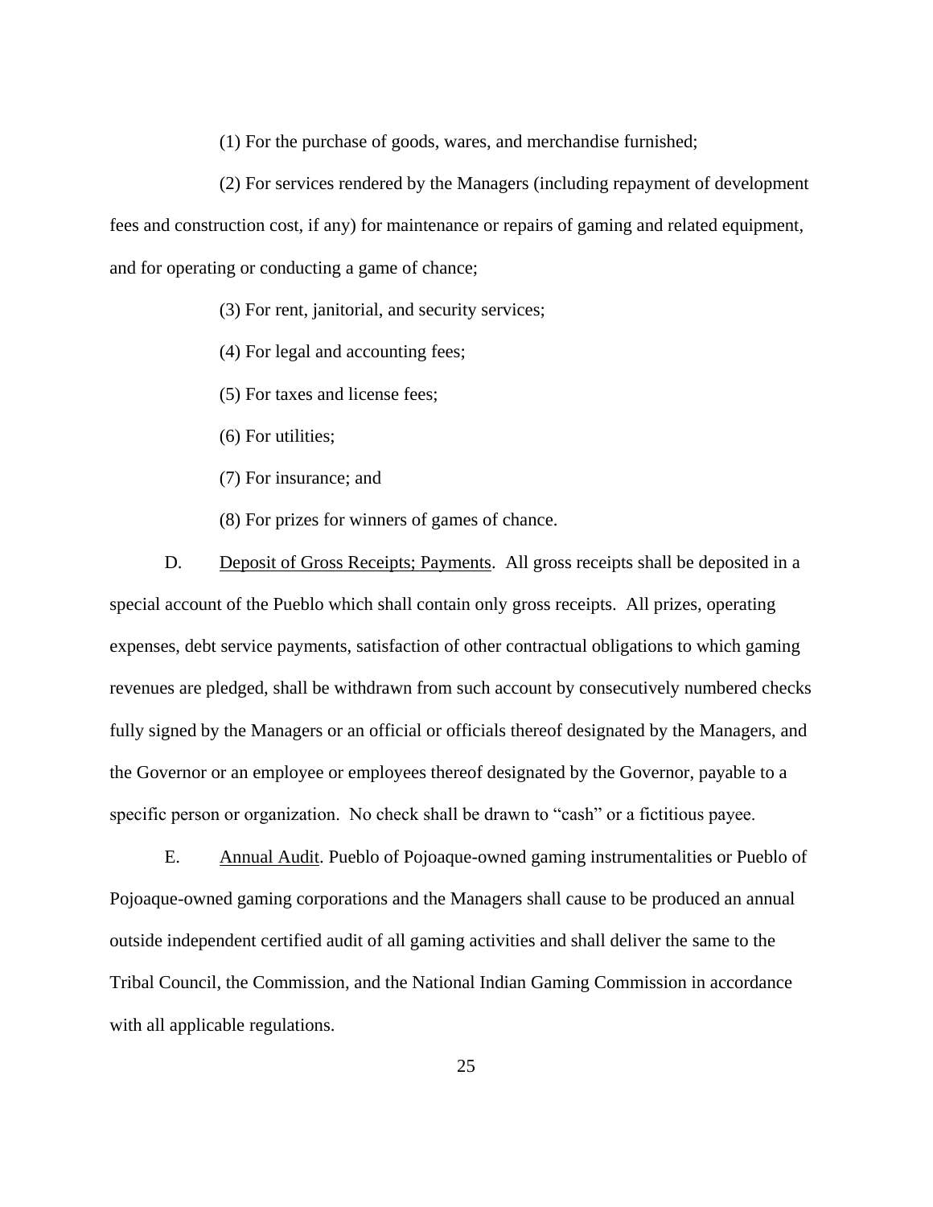(1) For the purchase of goods, wares, and merchandise furnished;

(2) For services rendered by the Managers (including repayment of development fees and construction cost, if any) for maintenance or repairs of gaming and related equipment, and for operating or conducting a game of chance;

(3) For rent, janitorial, and security services;

(4) For legal and accounting fees;

(5) For taxes and license fees;

(6) For utilities;

(7) For insurance; and

(8) For prizes for winners of games of chance.

D. Deposit of Gross Receipts; Payments. All gross receipts shall be deposited in a special account of the Pueblo which shall contain only gross receipts. All prizes, operating expenses, debt service payments, satisfaction of other contractual obligations to which gaming revenues are pledged, shall be withdrawn from such account by consecutively numbered checks fully signed by the Managers or an official or officials thereof designated by the Managers, and the Governor or an employee or employees thereof designated by the Governor, payable to a specific person or organization. No check shall be drawn to “cash” or a fictitious payee.

E. Annual Audit. Pueblo of Pojoaque-owned gaming instrumentalities or Pueblo of Pojoaque-owned gaming corporations and the Managers shall cause to be produced an annual outside independent certified audit of all gaming activities and shall deliver the same to the Tribal Council, the Commission, and the National Indian Gaming Commission in accordance with all applicable regulations.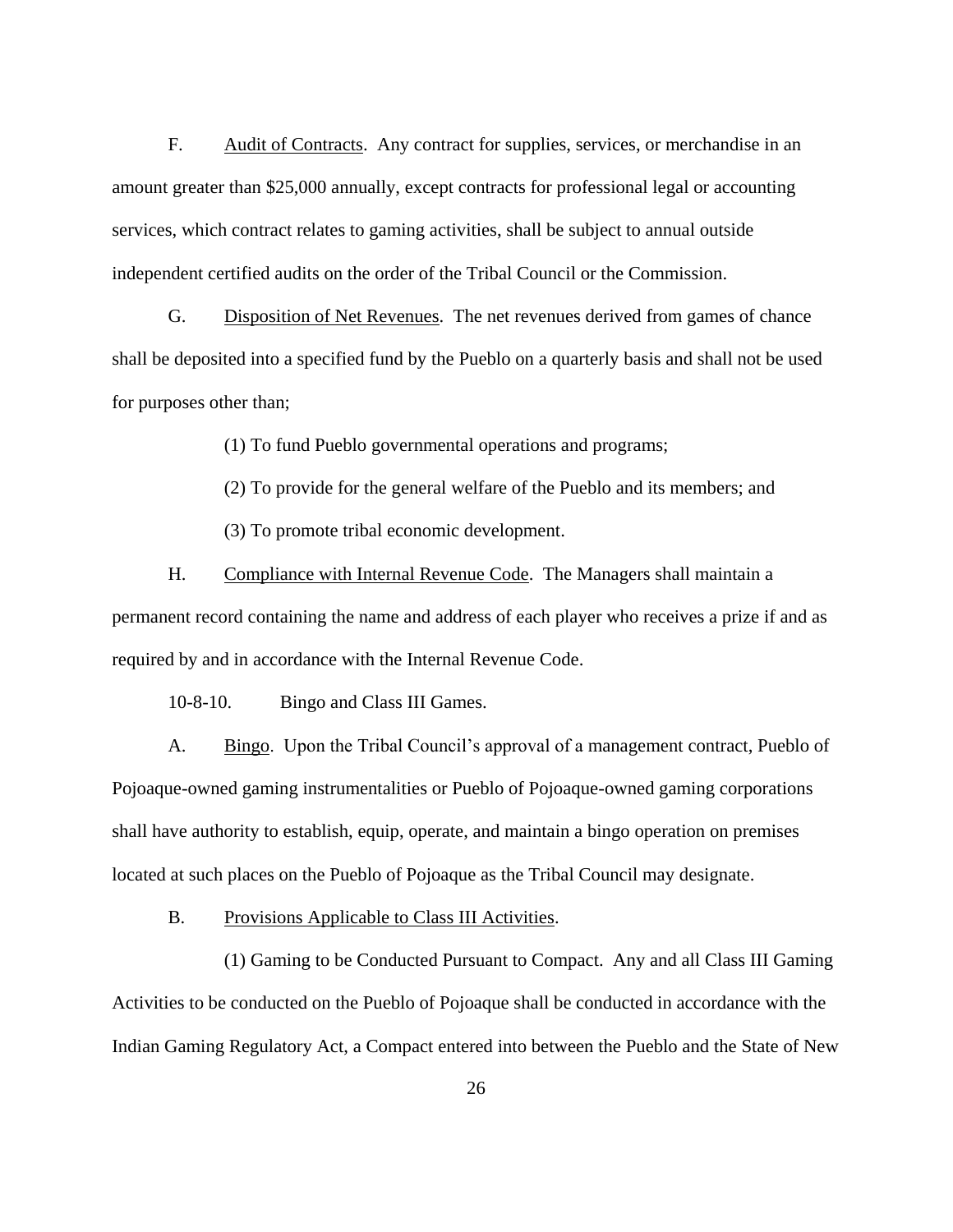F. Audit of Contracts. Any contract for supplies, services, or merchandise in an amount greater than $25,000 annually, except contracts for professional legal or accounting services, which contract relates to gaming activities, shall be subject to annual outside independent certified audits on the order of the Tribal Council or the Commission.

G. Disposition of Net Revenues. The net revenues derived from games of chance shall be deposited into a specified fund by the Pueblo on a quarterly basis and shall not be used for purposes other than;

(1) To fund Pueblo governmental operations and programs;

(2) To provide for the general welfare of the Pueblo and its members; and

(3) To promote tribal economic development.

H. Compliance with Internal Revenue Code. The Managers shall maintain a permanent record containing the name and address of each player who receives a prize if and as required by and in accordance with the Internal Revenue Code.

10-8-10. Bingo and Class III Games.

A. Bingo. Upon the Tribal Council's approval of a management contract, Pueblo of Pojoaque-owned gaming instrumentalities or Pueblo of Pojoaque-owned gaming corporations shall have authority to establish, equip, operate, and maintain a bingo operation on premises located at such places on the Pueblo of Pojoaque as the Tribal Council may designate.

B. Provisions Applicable to Class III Activities.

(1) Gaming to be Conducted Pursuant to Compact. Any and all Class III Gaming Activities to be conducted on the Pueblo of Pojoaque shall be conducted in accordance with the Indian Gaming Regulatory Act, a Compact entered into between the Pueblo and the State of New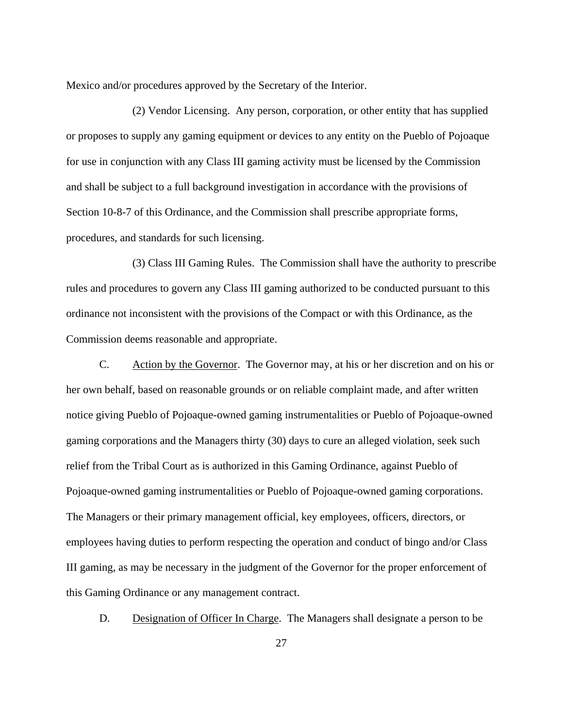Mexico and/or procedures approved by the Secretary of the Interior.

(2) Vendor Licensing. Any person, corporation, or other entity that has supplied or proposes to supply any gaming equipment or devices to any entity on the Pueblo of Pojoaque for use in conjunction with any Class III gaming activity must be licensed by the Commission and shall be subject to a full background investigation in accordance with the provisions of Section 10-8-7 of this Ordinance, and the Commission shall prescribe appropriate forms, procedures, and standards for such licensing.

(3) Class III Gaming Rules. The Commission shall have the authority to prescribe rules and procedures to govern any Class III gaming authorized to be conducted pursuant to this ordinance not inconsistent with the provisions of the Compact or with this Ordinance, as the Commission deems reasonable and appropriate.

C. Action by the Governor. The Governor may, at his or her discretion and on his or her own behalf, based on reasonable grounds or on reliable complaint made, and after written notice giving Pueblo of Pojoaque-owned gaming instrumentalities or Pueblo of Pojoaque-owned gaming corporations and the Managers thirty (30) days to cure an alleged violation, seek such relief from the Tribal Court as is authorized in this Gaming Ordinance, against Pueblo of Pojoaque-owned gaming instrumentalities or Pueblo of Pojoaque-owned gaming corporations. The Managers or their primary management official, key employees, officers, directors, or employees having duties to perform respecting the operation and conduct of bingo and/or Class III gaming, as may be necessary in the judgment of the Governor for the proper enforcement of this Gaming Ordinance or any management contract.

D. Designation of Officer In Charge. The Managers shall designate a person to be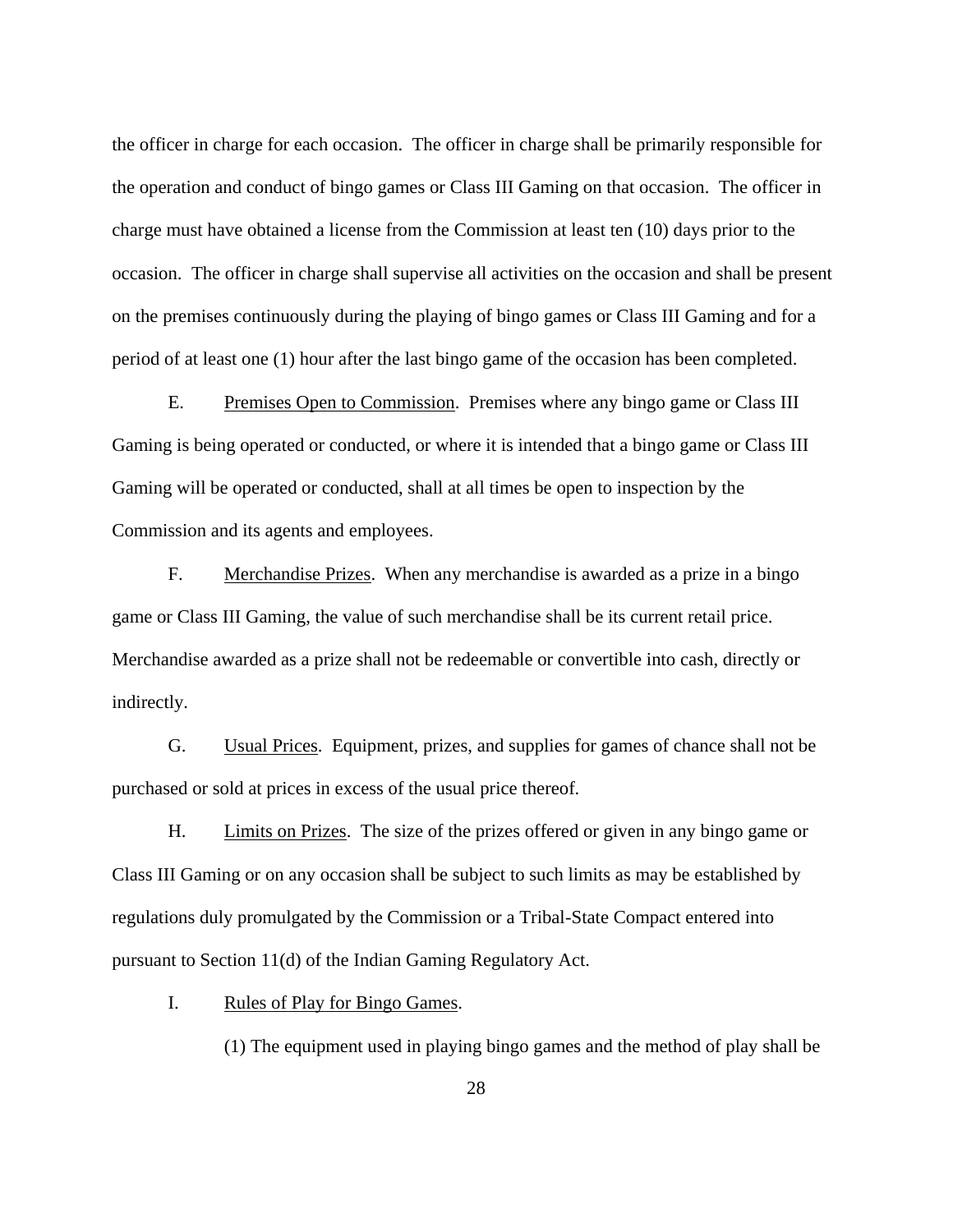the officer in charge for each occasion. The officer in charge shall be primarily responsible for the operation and conduct of bingo games or Class III Gaming on that occasion. The officer in charge must have obtained a license from the Commission at least ten (10) days prior to the occasion. The officer in charge shall supervise all activities on the occasion and shall be present on the premises continuously during the playing of bingo games or Class III Gaming and for a period of at least one (1) hour after the last bingo game of the occasion has been completed.

E. Premises Open to Commission. Premises where any bingo game or Class III Gaming is being operated or conducted, or where it is intended that a bingo game or Class III Gaming will be operated or conducted, shall at all times be open to inspection by the Commission and its agents and employees.

F. Merchandise Prizes. When any merchandise is awarded as a prize in a bingo game or Class III Gaming, the value of such merchandise shall be its current retail price. Merchandise awarded as a prize shall not be redeemable or convertible into cash, directly or indirectly.

G. Usual Prices. Equipment, prizes, and supplies for games of chance shall not be purchased or sold at prices in excess of the usual price thereof.

H. Limits on Prizes. The size of the prizes offered or given in any bingo game or Class III Gaming or on any occasion shall be subject to such limits as may be established by regulations duly promulgated by the Commission or a Tribal-State Compact entered into pursuant to Section 11(d) of the Indian Gaming Regulatory Act.

I. Rules of Play for Bingo Games.

(1) The equipment used in playing bingo games and the method of play shall be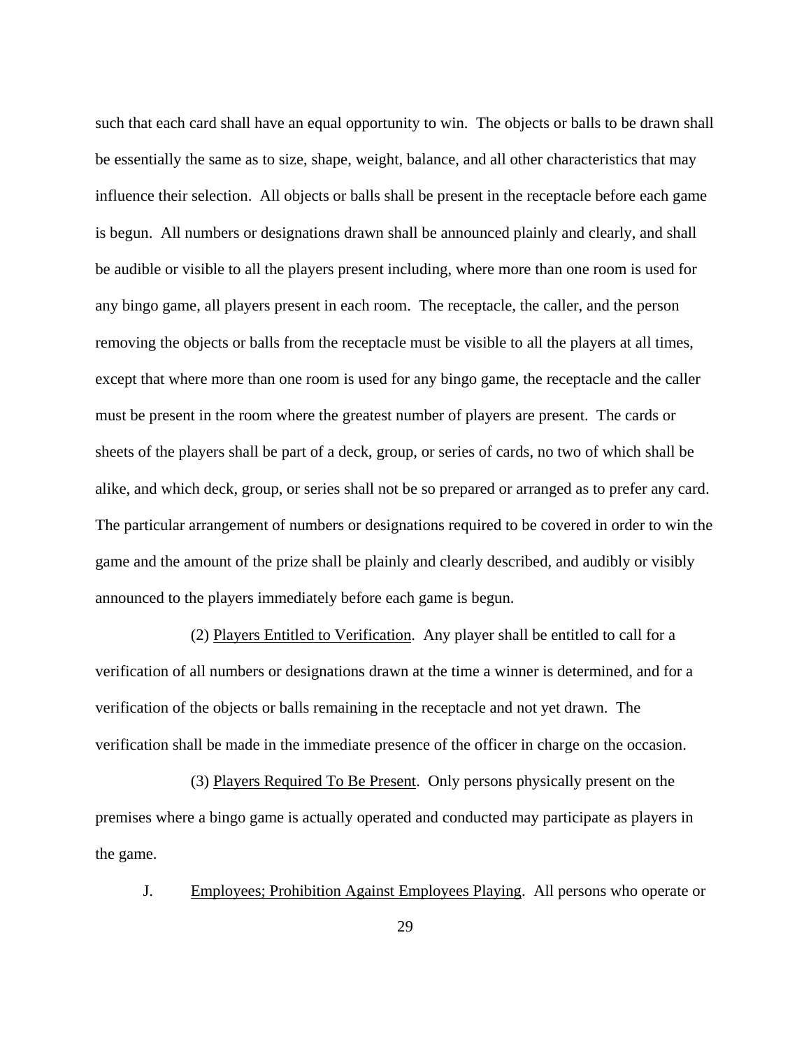such that each card shall have an equal opportunity to win. The objects or balls to be drawn shall be essentially the same as to size, shape, weight, balance, and all other characteristics that may influence their selection. All objects or balls shall be present in the receptacle before each game is begun. All numbers or designations drawn shall be announced plainly and clearly, and shall be audible or visible to all the players present including, where more than one room is used for any bingo game, all players present in each room. The receptacle, the caller, and the person removing the objects or balls from the receptacle must be visible to all the players at all times, except that where more than one room is used for any bingo game, the receptacle and the caller must be present in the room where the greatest number of players are present. The cards or sheets of the players shall be part of a deck, group, or series of cards, no two of which shall be alike, and which deck, group, or series shall not be so prepared or arranged as to prefer any card. The particular arrangement of numbers or designations required to be covered in order to win the game and the amount of the prize shall be plainly and clearly described, and audibly or visibly announced to the players immediately before each game is begun.

(2) <u>Players Entitled to Verification</u>. Any player shall be entitled to call for a verification of all numbers or designations drawn at the time a winner is determined, and for a verification of the objects or balls remaining in the receptacle and not yet drawn. The verification shall be made in the immediate presence of the officer in charge on the occasion.

(3) <u>Players Required To Be Present</u>. Only persons physically present on the premises where a bingo game is actually operated and conducted may participate as players in the game.

J. <u>Employees; Prohibition Against Employees Playing</u>. All persons who operate or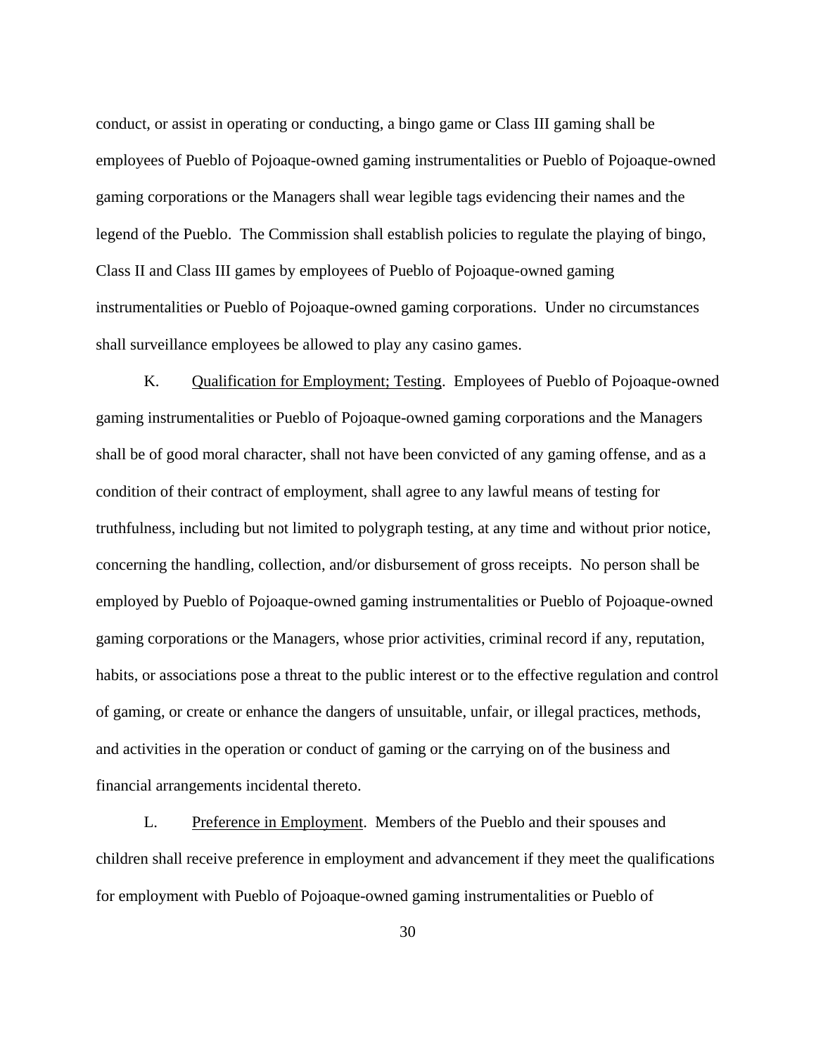conduct, or assist in operating or conducting, a bingo game or Class III gaming shall be employees of Pueblo of Pojoaque-owned gaming instrumentalities or Pueblo of Pojoaque-owned gaming corporations or the Managers shall wear legible tags evidencing their names and the legend of the Pueblo. The Commission shall establish policies to regulate the playing of bingo, Class II and Class III games by employees of Pueblo of Pojoaque-owned gaming instrumentalities or Pueblo of Pojoaque-owned gaming corporations. Under no circumstances shall surveillance employees be allowed to play any casino games.

K. Qualification for Employment; Testing. Employees of Pueblo of Pojoaque-owned gaming instrumentalities or Pueblo of Pojoaque-owned gaming corporations and the Managers shall be of good moral character, shall not have been convicted of any gaming offense, and as a condition of their contract of employment, shall agree to any lawful means of testing for truthfulness, including but not limited to polygraph testing, at any time and without prior notice, concerning the handling, collection, and/or disbursement of gross receipts. No person shall be employed by Pueblo of Pojoaque-owned gaming instrumentalities or Pueblo of Pojoaque-owned gaming corporations or the Managers, whose prior activities, criminal record if any, reputation, habits, or associations pose a threat to the public interest or to the effective regulation and control of gaming, or create or enhance the dangers of unsuitable, unfair, or illegal practices, methods, and activities in the operation or conduct of gaming or the carrying on of the business and financial arrangements incidental thereto.

L. Preference in Employment. Members of the Pueblo and their spouses and children shall receive preference in employment and advancement if they meet the qualifications for employment with Pueblo of Pojoaque-owned gaming instrumentalities or Pueblo of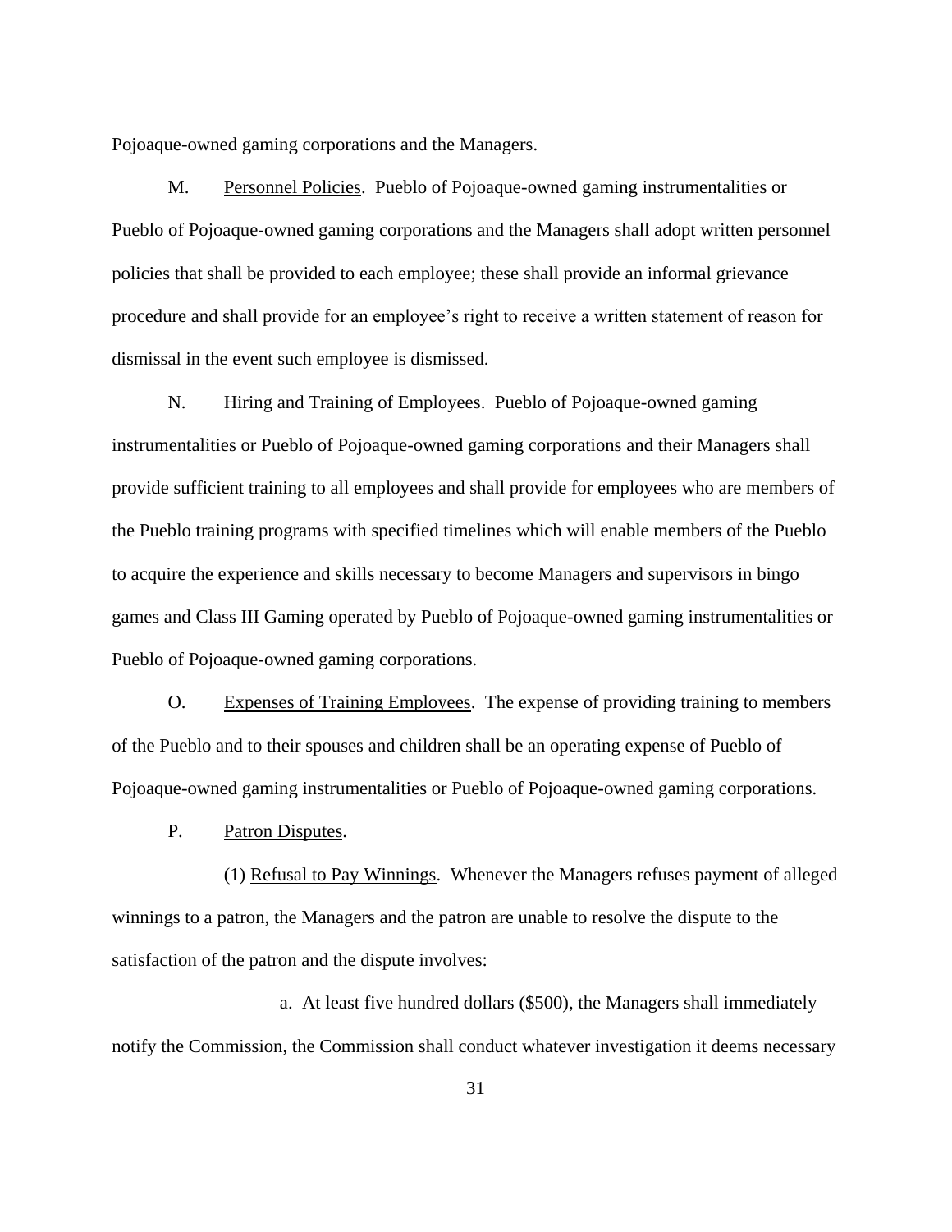Pojoaque-owned gaming corporations and the Managers.

M. Personnel Policies. Pueblo of Pojoaque-owned gaming instrumentalities or Pueblo of Pojoaque-owned gaming corporations and the Managers shall adopt written personnel policies that shall be provided to each employee; these shall provide an informal grievance procedure and shall provide for an employee's right to receive a written statement of reason for dismissal in the event such employee is dismissed.

N. Hiring and Training of Employees. Pueblo of Pojoaque-owned gaming instrumentalities or Pueblo of Pojoaque-owned gaming corporations and their Managers shall provide sufficient training to all employees and shall provide for employees who are members of the Pueblo training programs with specified timelines which will enable members of the Pueblo to acquire the experience and skills necessary to become Managers and supervisors in bingo games and Class III Gaming operated by Pueblo of Pojoaque-owned gaming instrumentalities or Pueblo of Pojoaque-owned gaming corporations.

O. Expenses of Training Employees. The expense of providing training to members of the Pueblo and to their spouses and children shall be an operating expense of Pueblo of Pojoaque-owned gaming instrumentalities or Pueblo of Pojoaque-owned gaming corporations.

P. Patron Disputes.

(1) Refusal to Pay Winnings. Whenever the Managers refuses payment of alleged winnings to a patron, the Managers and the patron are unable to resolve the dispute to the satisfaction of the patron and the dispute involves:

a. At least five hundred dollars ($500), the Managers shall immediately notify the Commission, the Commission shall conduct whatever investigation it deems necessary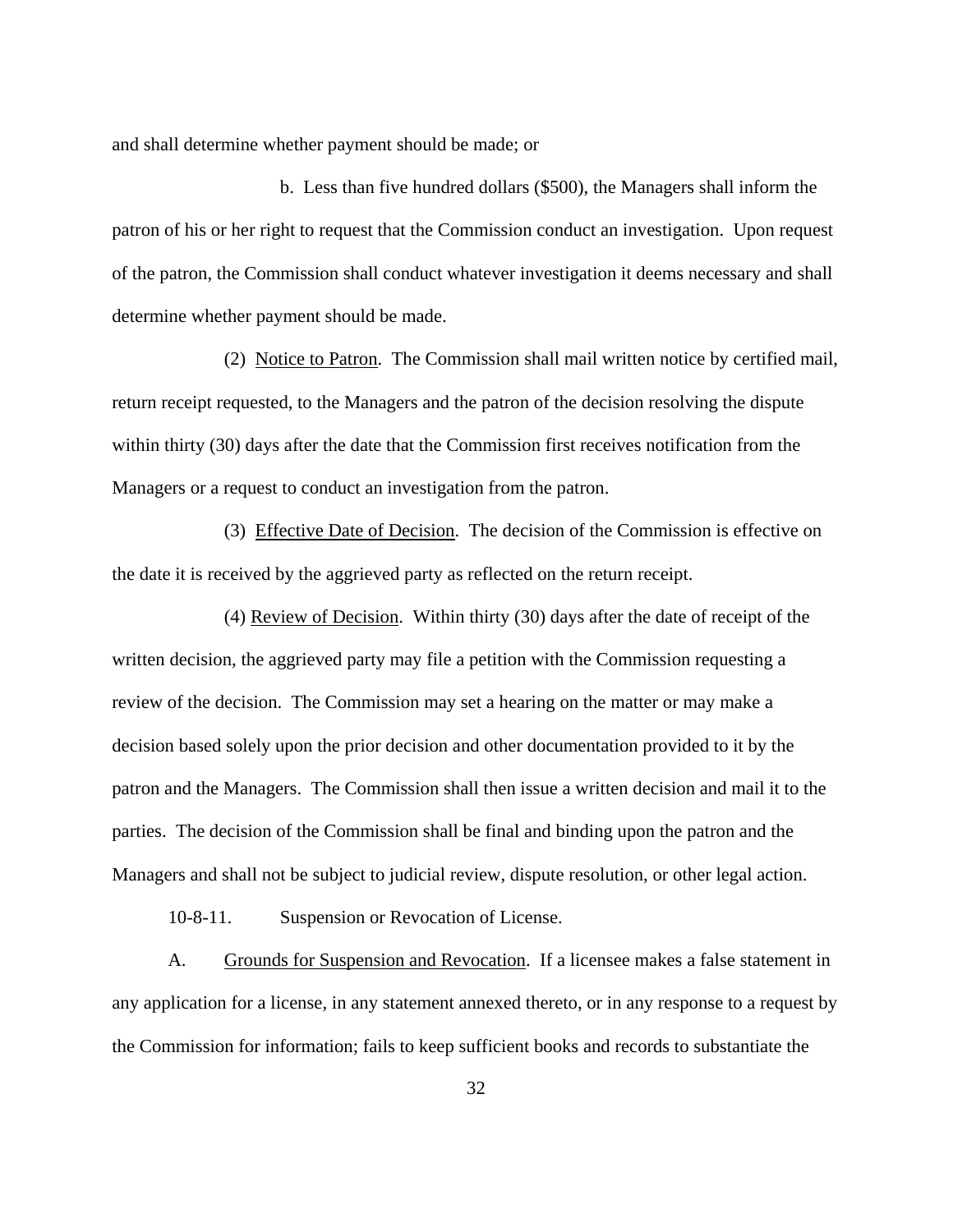and shall determine whether payment should be made; or

b. Less than five hundred dollars ($500), the Managers shall inform the patron of his or her right to request that the Commission conduct an investigation. Upon request of the patron, the Commission shall conduct whatever investigation it deems necessary and shall determine whether payment should be made.

(2) Notice to Patron. The Commission shall mail written notice by certified mail, return receipt requested, to the Managers and the patron of the decision resolving the dispute within thirty (30) days after the date that the Commission first receives notification from the Managers or a request to conduct an investigation from the patron.

(3) Effective Date of Decision. The decision of the Commission is effective on the date it is received by the aggrieved party as reflected on the return receipt.

(4) Review of Decision. Within thirty (30) days after the date of receipt of the written decision, the aggrieved party may file a petition with the Commission requesting a review of the decision. The Commission may set a hearing on the matter or may make a decision based solely upon the prior decision and other documentation provided to it by the patron and the Managers. The Commission shall then issue a written decision and mail it to the parties. The decision of the Commission shall be final and binding upon the patron and the Managers and shall not be subject to judicial review, dispute resolution, or other legal action.

10-8-11. Suspension or Revocation of License.

A. Grounds for Suspension and Revocation. If a licensee makes a false statement in any application for a license, in any statement annexed thereto, or in any response to a request by the Commission for information; fails to keep sufficient books and records to substantiate the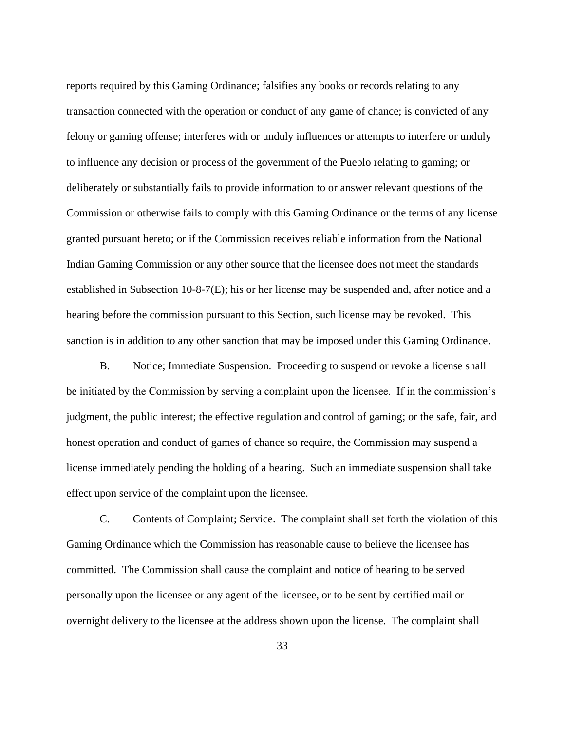reports required by this Gaming Ordinance; falsifies any books or records relating to any transaction connected with the operation or conduct of any game of chance; is convicted of any felony or gaming offense; interferes with or unduly influences or attempts to interfere or unduly to influence any decision or process of the government of the Pueblo relating to gaming; or deliberately or substantially fails to provide information to or answer relevant questions of the Commission or otherwise fails to comply with this Gaming Ordinance or the terms of any license granted pursuant hereto; or if the Commission receives reliable information from the National Indian Gaming Commission or any other source that the licensee does not meet the standards established in Subsection 10-8-7(E); his or her license may be suspended and, after notice and a hearing before the commission pursuant to this Section, such license may be revoked. This sanction is in addition to any other sanction that may be imposed under this Gaming Ordinance.

B. Notice; Immediate Suspension. Proceeding to suspend or revoke a license shall be initiated by the Commission by serving a complaint upon the licensee. If in the commission's judgment, the public interest; the effective regulation and control of gaming; or the safe, fair, and honest operation and conduct of games of chance so require, the Commission may suspend a license immediately pending the holding of a hearing. Such an immediate suspension shall take effect upon service of the complaint upon the licensee.

C. Contents of Complaint; Service. The complaint shall set forth the violation of this Gaming Ordinance which the Commission has reasonable cause to believe the licensee has committed. The Commission shall cause the complaint and notice of hearing to be served personally upon the licensee or any agent of the licensee, or to be sent by certified mail or overnight delivery to the licensee at the address shown upon the license. The complaint shall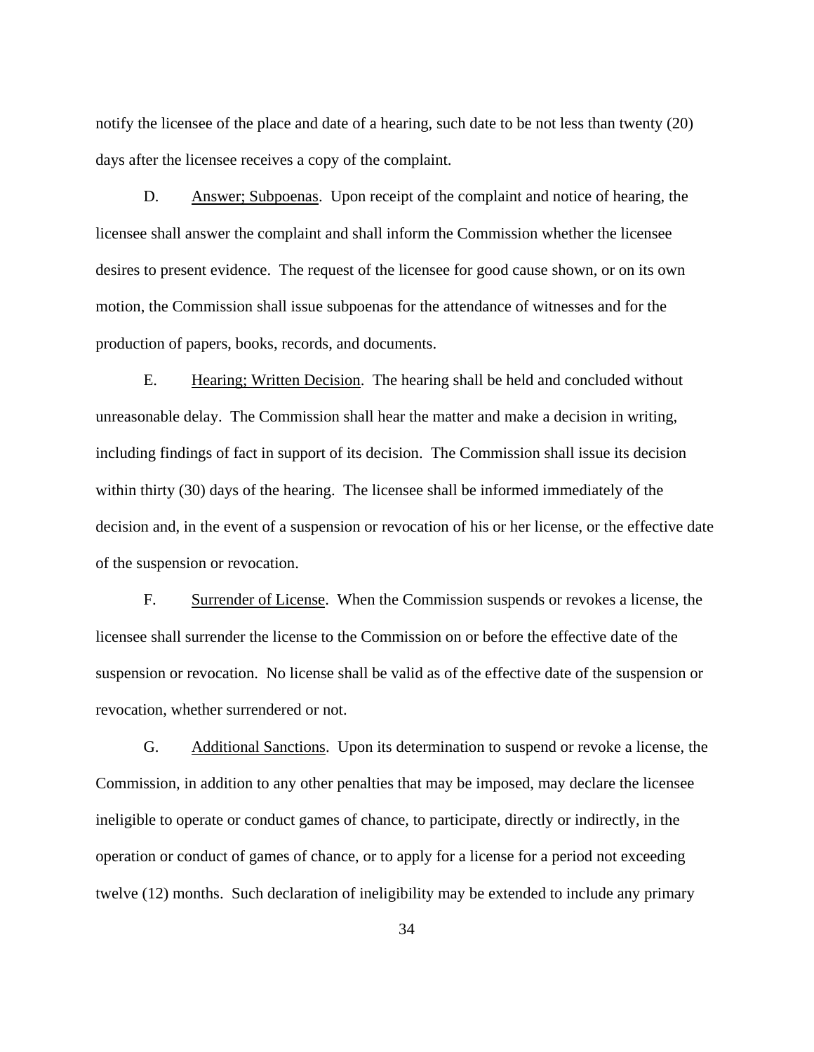notify the licensee of the place and date of a hearing, such date to be not less than twenty (20) days after the licensee receives a copy of the complaint.

D. Answer; Subpoenas. Upon receipt of the complaint and notice of hearing, the licensee shall answer the complaint and shall inform the Commission whether the licensee desires to present evidence. The request of the licensee for good cause shown, or on its own motion, the Commission shall issue subpoenas for the attendance of witnesses and for the production of papers, books, records, and documents.

E. Hearing; Written Decision. The hearing shall be held and concluded without unreasonable delay. The Commission shall hear the matter and make a decision in writing, including findings of fact in support of its decision. The Commission shall issue its decision within thirty (30) days of the hearing. The licensee shall be informed immediately of the decision and, in the event of a suspension or revocation of his or her license, or the effective date of the suspension or revocation.

F. Surrender of License. When the Commission suspends or revokes a license, the licensee shall surrender the license to the Commission on or before the effective date of the suspension or revocation. No license shall be valid as of the effective date of the suspension or revocation, whether surrendered or not.

G. Additional Sanctions. Upon its determination to suspend or revoke a license, the Commission, in addition to any other penalties that may be imposed, may declare the licensee ineligible to operate or conduct games of chance, to participate, directly or indirectly, in the operation or conduct of games of chance, or to apply for a license for a period not exceeding twelve (12) months. Such declaration of ineligibility may be extended to include any primary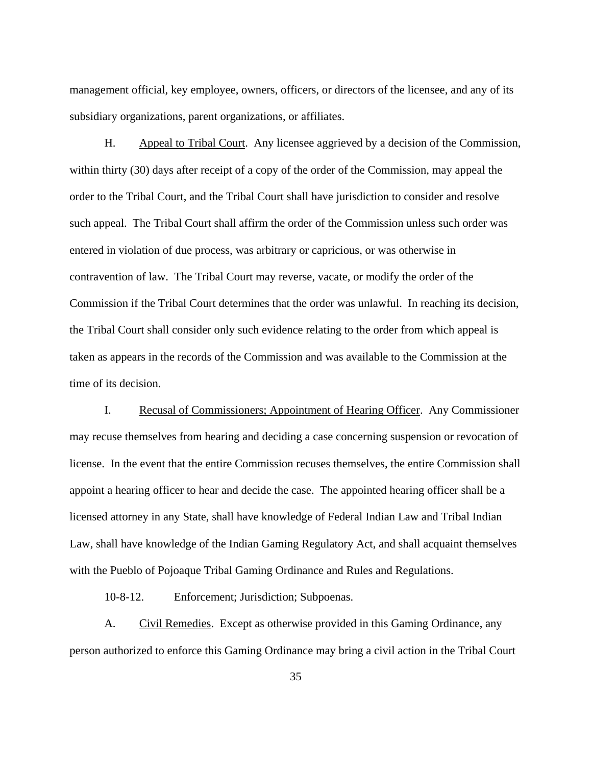management official, key employee, owners, officers, or directors of the licensee, and any of its subsidiary organizations, parent organizations, or affiliates.

H. Appeal to Tribal Court. Any licensee aggrieved by a decision of the Commission, within thirty (30) days after receipt of a copy of the order of the Commission, may appeal the order to the Tribal Court, and the Tribal Court shall have jurisdiction to consider and resolve such appeal. The Tribal Court shall affirm the order of the Commission unless such order was entered in violation of due process, was arbitrary or capricious, or was otherwise in contravention of law. The Tribal Court may reverse, vacate, or modify the order of the Commission if the Tribal Court determines that the order was unlawful. In reaching its decision, the Tribal Court shall consider only such evidence relating to the order from which appeal is taken as appears in the records of the Commission and was available to the Commission at the time of its decision.

I. Recusal of Commissioners; Appointment of Hearing Officer. Any Commissioner may recuse themselves from hearing and deciding a case concerning suspension or revocation of license. In the event that the entire Commission recuses themselves, the entire Commission shall appoint a hearing officer to hear and decide the case. The appointed hearing officer shall be a licensed attorney in any State, shall have knowledge of Federal Indian Law and Tribal Indian Law, shall have knowledge of the Indian Gaming Regulatory Act, and shall acquaint themselves with the Pueblo of Pojoaque Tribal Gaming Ordinance and Rules and Regulations.

10-8-12. Enforcement; Jurisdiction; Subpoenas.

A. Civil Remedies. Except as otherwise provided in this Gaming Ordinance, any person authorized to enforce this Gaming Ordinance may bring a civil action in the Tribal Court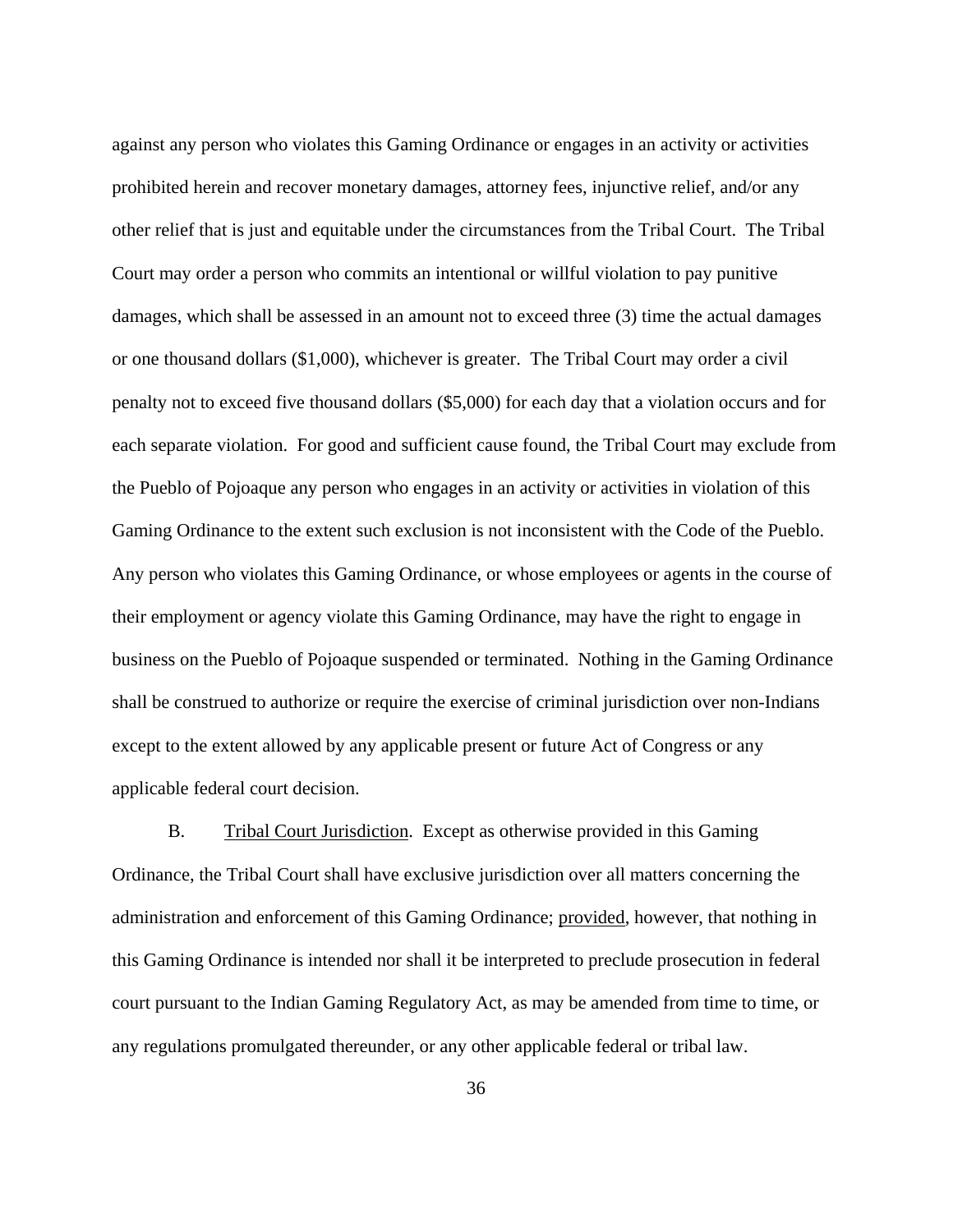against any person who violates this Gaming Ordinance or engages in an activity or activities prohibited herein and recover monetary damages, attorney fees, injunctive relief, and/or any other relief that is just and equitable under the circumstances from the Tribal Court. The Tribal Court may order a person who commits an intentional or willful violation to pay punitive damages, which shall be assessed in an amount not to exceed three (3) time the actual damages or one thousand dollars ($1,000), whichever is greater. The Tribal Court may order a civil penalty not to exceed five thousand dollars ($5,000) for each day that a violation occurs and for each separate violation. For good and sufficient cause found, the Tribal Court may exclude from the Pueblo of Pojoaque any person who engages in an activity or activities in violation of this Gaming Ordinance to the extent such exclusion is not inconsistent with the Code of the Pueblo. Any person who violates this Gaming Ordinance, or whose employees or agents in the course of their employment or agency violate this Gaming Ordinance, may have the right to engage in business on the Pueblo of Pojoaque suspended or terminated. Nothing in the Gaming Ordinance shall be construed to authorize or require the exercise of criminal jurisdiction over non-Indians except to the extent allowed by any applicable present or future Act of Congress or any applicable federal court decision.

B. Tribal Court Jurisdiction. Except as otherwise provided in this Gaming Ordinance, the Tribal Court shall have exclusive jurisdiction over all matters concerning the administration and enforcement of this Gaming Ordinance; provided, however, that nothing in this Gaming Ordinance is intended nor shall it be interpreted to preclude prosecution in federal court pursuant to the Indian Gaming Regulatory Act, as may be amended from time to time, or any regulations promulgated thereunder, or any other applicable federal or tribal law.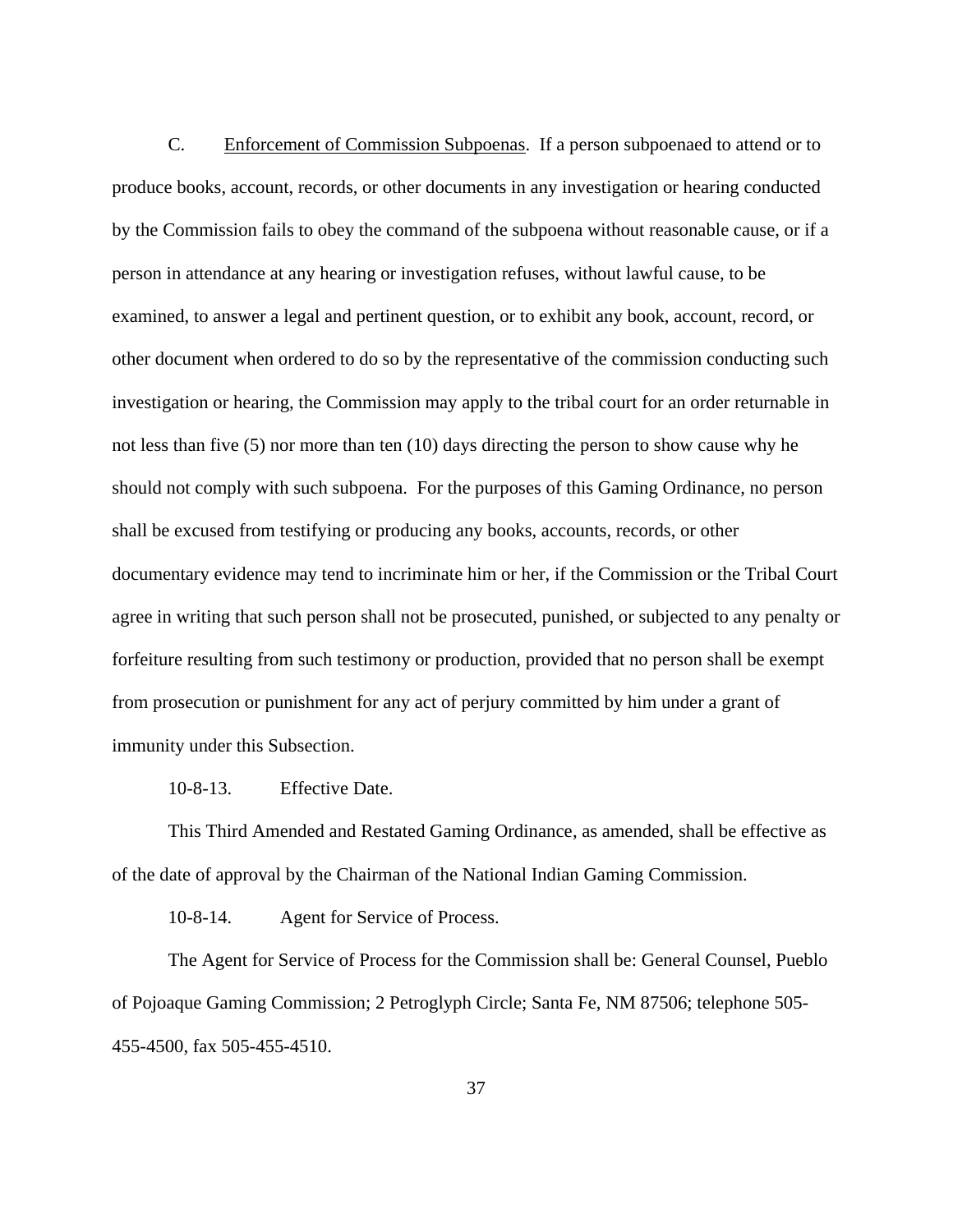C. <u>Enforcement of Commission Subpoenas</u>. If a person subpoenaed to attend or to produce books, account, records, or other documents in any investigation or hearing conducted by the Commission fails to obey the command of the subpoena without reasonable cause, or if a person in attendance at any hearing or investigation refuses, without lawful cause, to be examined, to answer a legal and pertinent question, or to exhibit any book, account, record, or other document when ordered to do so by the representative of the commission conducting such investigation or hearing, the Commission may apply to the tribal court for an order returnable in not less than five (5) nor more than ten (10) days directing the person to show cause why he should not comply with such subpoena. For the purposes of this Gaming Ordinance, no person shall be excused from testifying or producing any books, accounts, records, or other documentary evidence may tend to incriminate him or her, if the Commission or the Tribal Court agree in writing that such person shall not be prosecuted, punished, or subjected to any penalty or forfeiture resulting from such testimony or production, provided that no person shall be exempt from prosecution or punishment for any act of perjury committed by him under a grant of immunity under this Subsection.

10-8-13. Effective Date.

This Third Amended and Restated Gaming Ordinance, as amended, shall be effective as of the date of approval by the Chairman of the National Indian Gaming Commission.

10-8-14. Agent for Service of Process.

The Agent for Service of Process for the Commission shall be: General Counsel, Pueblo of Pojoaque Gaming Commission; 2 Petroglyph Circle; Santa Fe, NM 87506; telephone 505-455-4500, fax 505-455-4510.